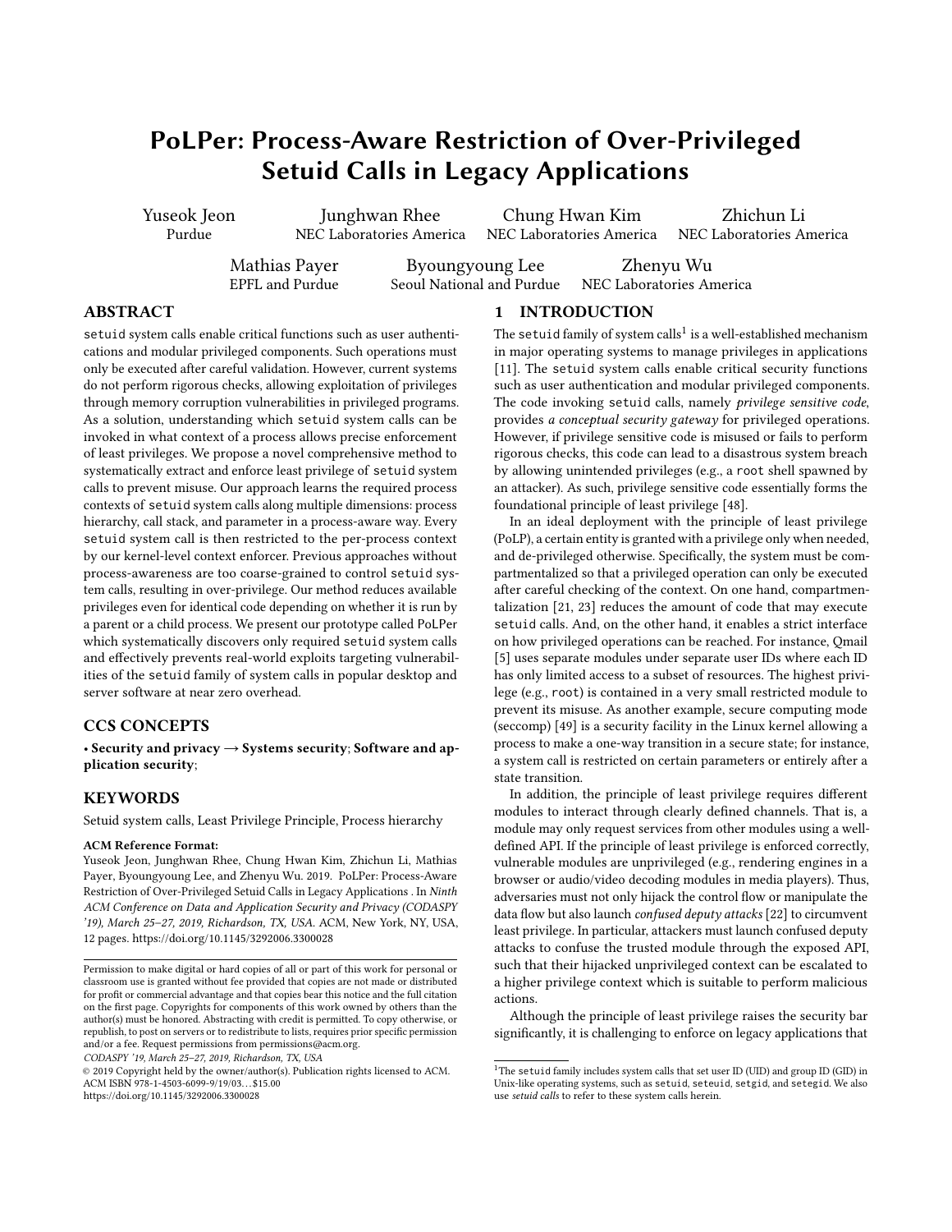# PoLPer: Process-Aware Restriction of Over-Privileged Setuid Calls in Legacy Applications

Yuseok Jeon
Purdue

Junghwan Rhee
NEC Laboratories America

Chung Hwan Kim
NEC Laboratories America

Zhichun Li
NEC Laboratories America

Mathias Payer
EPFL and Purdue

Byoungyoung Lee
Seoul National and Purdue

Zhenyu Wu
NEC Laboratories America

## ABSTRACT

setuid system calls enable critical functions such as user authentications and modular privileged components. Such operations must only be executed after careful validation. However, current systems do not perform rigorous checks, allowing exploitation of privileges through memory corruption vulnerabilities in privileged programs. As a solution, understanding which setuid system calls can be invoked in what context of a process allows precise enforcement of least privileges. We propose a novel comprehensive method to systematically extract and enforce least privilege of setuid system calls to prevent misuse. Our approach learns the required process contexts of setuid system calls along multiple dimensions: process hierarchy, call stack, and parameter in a process-aware way. Every setuid system call is then restricted to the per-process context by our kernel-level context enforcer. Previous approaches without process-awareness are too coarse-grained to control setuid system calls, resulting in over-privilege. Our method reduces available privileges even for identical code depending on whether it is run by a parent or a child process. We present our prototype called PoLPer which systematically discovers only required setuid system calls and effectively prevents real-world exploits targeting vulnerabilities of the setuid family of system calls in popular desktop and server software at near zero overhead.

## CCS CONCEPTS

• **Security and privacy → Systems security**; **Software and application security**;

## KEYWORDS

Setuid system calls, Least Privilege Principle, Process hierarchy

**ACM Reference Format:**
Yuseok Jeon, Junghwan Rhee, Chung Hwan Kim, Zhichun Li, Mathias Payer, Byoungyoung Lee, and Zhenyu Wu. 2019. PoLPer: Process-Aware Restriction of Over-Privileged Setuid Calls in Legacy Applications . In *Ninth ACM Conference on Data and Application Security and Privacy (CODASPY '19), March 25–27, 2019, Richardson, TX, USA.* ACM, New York, NY, USA, 12 pages. https://doi.org/10.1145/3292006.3300028

Permission to make digital or hard copies of all or part of this work for personal or classroom use is granted without fee provided that copies are not made or distributed for profit or commercial advantage and that copies bear this notice and the full citation on the first page. Copyrights for components of this work owned by others than the author(s) must be honored. Abstracting with credit is permitted. To copy otherwise, or republish, to post on servers or to redistribute to lists, requires prior specific permission and/or a fee. Request permissions from permissions@acm.org.
*CODASPY '19, March 25–27, 2019, Richardson, TX, USA*
© 2019 Copyright held by the owner/author(s). Publication rights licensed to ACM.
ACM ISBN 978-1-4503-6099-9/19/03...$15.00
https://doi.org/10.1145/3292006.3300028

## 1 INTRODUCTION

The setuid family of system calls[1] is a well-established mechanism in major operating systems to manage privileges in applications [11]. The setuid system calls enable critical security functions such as user authentication and modular privileged components. The code invoking setuid calls, namely *privilege sensitive code*, provides *a conceptual security gateway* for privileged operations. However, if privilege sensitive code is misused or fails to perform rigorous checks, this code can lead to a disastrous system breach by allowing unintended privileges (e.g., a root shell spawned by an attacker). As such, privilege sensitive code essentially forms the foundational principle of least privilege [48].

In an ideal deployment with the principle of least privilege (PoLP), a certain entity is granted with a privilege only when needed, and de-privileged otherwise. Specifically, the system must be compartmentalized so that a privileged operation can only be executed after careful checking of the context. On one hand, compartmentalization [21, 23] reduces the amount of code that may execute setuid calls. And, on the other hand, it enables a strict interface on how privileged operations can be reached. For instance, Qmail [5] uses separate modules under separate user IDs where each ID has only limited access to a subset of resources. The highest privilege (e.g., root) is contained in a very small restricted module to prevent its misuse. As another example, secure computing mode (seccomp) [49] is a security facility in the Linux kernel allowing a process to make a one-way transition in a secure state; for instance, a system call is restricted on certain parameters or entirely after a state transition.

In addition, the principle of least privilege requires different modules to interact through clearly defined channels. That is, a module may only request services from other modules using a well-defined API. If the principle of least privilege is enforced correctly, vulnerable modules are unprivileged (e.g., rendering engines in a browser or audio/video decoding modules in media players). Thus, adversaries must not only hijack the control flow or manipulate the data flow but also launch *confused deputy attacks* [22] to circumvent least privilege. In particular, attackers must launch confused deputy attacks to confuse the trusted module through the exposed API, such that their hijacked unprivileged context can be escalated to a higher privilege context which is suitable to perform malicious actions.

Although the principle of least privilege raises the security bar significantly, it is challenging to enforce on legacy applications that

[1] The setuid family includes system calls that set user ID (UID) and group ID (GID) in Unix-like operating systems, such as setuid, seteuid, setgid, and setegid. We also use *setuid calls* to refer to these system calls herein.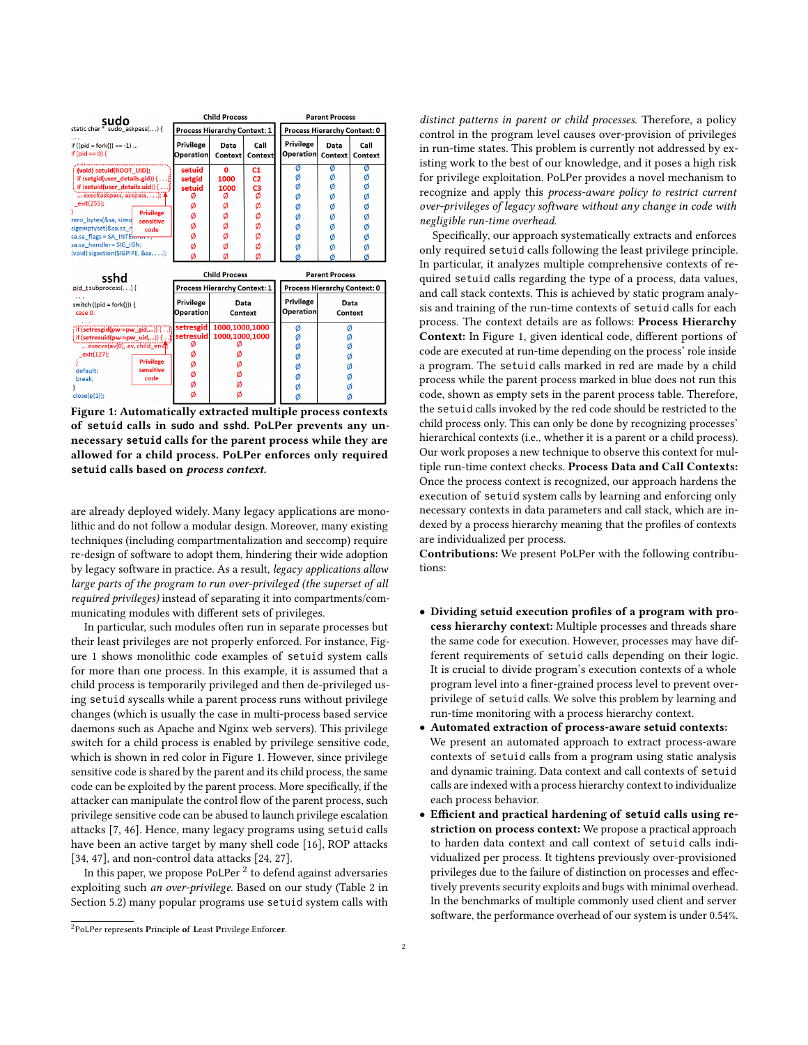**sudo**

```
static char * sudo_askpass(...) {
...
if ((pid = fork()) == -1) ...
if (pid == 0) {
  (void) setuid(ROOT_UID);
  if (setgid(user_details.gid)) {...}
  if (setuid(user_details.uid)) {...}
    ... execl(askpass, askpass, ...);
  _exit(255);
}
zero_bytes(&sa, sizeof(sa));
sigemptyset(&sa.sa_mask);
sa.sa_flags = SA_INTERRUPT;
sa.sa_handler = SIG_IGN;
(void) sigaction(SIGPIPE, &sa, ...);
```

Privilege sensitive code

| Child Process | | | Parent Process | | |
|---|---|---|---|---|---|
| Process Hierarchy Context: 1 | | | Process Hierarchy Context: 0 | | |
| Privilege Operation | Data Context | Call Context | Privilege Operation | Data Context | Call Context |
| setuid | 0 | C1 | Ø | Ø | Ø |
| setgid | 1000 | C2 | Ø | Ø | Ø |
| setuid | 1000 | C3 | Ø | Ø | Ø |
| Ø | Ø | Ø | Ø | Ø | Ø |
| Ø | Ø | Ø | Ø | Ø | Ø |
| Ø | Ø | Ø | Ø | Ø | Ø |
| Ø | Ø | Ø | Ø | Ø | Ø |
| Ø | Ø | Ø | Ø | Ø | Ø |
| Ø | Ø | Ø | Ø | Ø | Ø |
| Ø | Ø | Ø | Ø | Ø | Ø |

**sshd**

```
pid_t subprocess(...) {
...
switch ((pid = fork())) {
case 0:
  ...
  if (setresgid(pw->pw_gid,...)) {...}
  if (setresuid(pw->pw_uid,...)) {...}
    ... execve(av[0], av, child_env);
  _exit(127);
}
default:
break;
}
close(p[1]);
```

Privilege sensitive code

| Child Process | | Parent Process | |
|---|---|---|---|
| Process Hierarchy Context: 1 | | Process Hierarchy Context: 0 | |
| Privilege Operation | Data Context | Privilege Operation | Data Context |
| setresgid | 1000,1000,1000 | Ø | Ø |
| setresuid | 1000,1000,1000 | Ø | Ø |
| Ø | Ø | Ø | Ø |
| Ø | Ø | Ø | Ø |
| Ø | Ø | Ø | Ø |
| Ø | Ø | Ø | Ø |
| Ø | Ø | Ø | Ø |
| Ø | Ø | Ø | Ø |

**Figure 1: Automatically extracted multiple process contexts of `setuid` calls in `sudo` and `sshd`. PoLPer prevents any unnecessary `setuid` calls for the parent process while they are allowed for a child process. PoLPer enforces only required `setuid` calls based on *process context*.**

are already deployed widely. Many legacy applications are monolithic and do not follow a modular design. Moreover, many existing techniques (including compartmentalization and seccomp) require re-design of software to adopt them, hindering their wide adoption by legacy software in practice. As a result, *legacy applications allow large parts of the program to run over-privileged (the superset of all required privileges)* instead of separating it into compartments/communicating modules with different sets of privileges.

In particular, such modules often run in separate processes but their least privileges are not properly enforced. For instance, Figure 1 shows monolithic code examples of `setuid` system calls for more than one process. In this example, it is assumed that a child process is temporarily privileged and then de-privileged using `setuid` syscalls while a parent process runs without privilege changes (which is usually the case in multi-process based service daemons such as Apache and Nginx web servers). This privilege switch for a child process is enabled by privilege sensitive code, which is shown in red color in Figure 1. However, since privilege sensitive code is shared by the parent and its child process, the same code can be exploited by the parent process. More specifically, if the attacker can manipulate the control flow of the parent process, such privilege sensitive code can be abused to launch privilege escalation attacks [7, 46]. Hence, many legacy programs using `setuid` calls have been an active target by many shell code [16], ROP attacks [34, 47], and non-control data attacks [24, 27].

In this paper, we propose PoLPer [2] to defend against adversaries exploiting such *an over-privilege*. Based on our study (Table 2 in Section 5.2) many popular programs use `setuid` system calls with *distinct patterns in parent or child processes*. Therefore, a policy control in the program level causes over-provision of privileges in run-time states. This problem is currently not addressed by existing work to the best of our knowledge, and it poses a high risk for privilege exploitation. PoLPer provides a novel mechanism to recognize and apply this *process-aware policy to restrict current over-privileges of legacy software without any change in code with negligible run-time overhead.*

Specifically, our approach systematically extracts and enforces only required `setuid` calls following the least privilege principle. In particular, it analyzes multiple comprehensive contexts of required `setuid` calls regarding the type of a process, data values, and call stack contexts. This is achieved by static program analysis and training of the run-time contexts of `setuid` calls for each process. The context details are as follows: **Process Hierarchy Context:** In Figure 1, given identical code, different portions of code are executed at run-time depending on the process' role inside a program. The `setuid` calls marked in red are made by a child process while the parent process marked in blue does not run this code, shown as empty sets in the parent process table. Therefore, the `setuid` calls invoked by the red code should be restricted to the child process only. This can only be done by recognizing processes' hierarchical contexts (i.e., whether it is a parent or a child process). Our work proposes a new technique to observe this context for multiple run-time context checks. **Process Data and Call Contexts:** Once the process context is recognized, our approach hardens the execution of `setuid` system calls by learning and enforcing only necessary contexts in data parameters and call stack, which are indexed by a process hierarchy meaning that the profiles of contexts are individualized per process.

**Contributions:** We present PoLPer with the following contributions:

- **Dividing setuid execution profiles of a program with process hierarchy context:** Multiple processes and threads share the same code for execution. However, processes may have different requirements of `setuid` calls depending on their logic. It is crucial to divide program's execution contexts of a whole program level into a finer-grained process level to prevent over-privilege of `setuid` calls. We solve this problem by learning and run-time monitoring with a process hierarchy context.
- **Automated extraction of process-aware setuid contexts:** We present an automated approach to extract process-aware contexts of `setuid` calls from a program using static analysis and dynamic training. Data context and call contexts of `setuid` calls are indexed with a process hierarchy context to individualize each process behavior.
- **Efficient and practical hardening of `setuid` calls using restriction on process context:** We propose a practical approach to harden data context and call context of `setuid` calls individualized per process. It tightens previously over-provisioned privileges due to the failure of distinction on processes and effectively prevents security exploits and bugs with minimal overhead. In the benchmarks of multiple commonly used client and server software, the performance overhead of our system is under 0.54%.

[2] PoLPer represents **P**rinciple **o**f **L**east **P**rivilege Enforc**er**.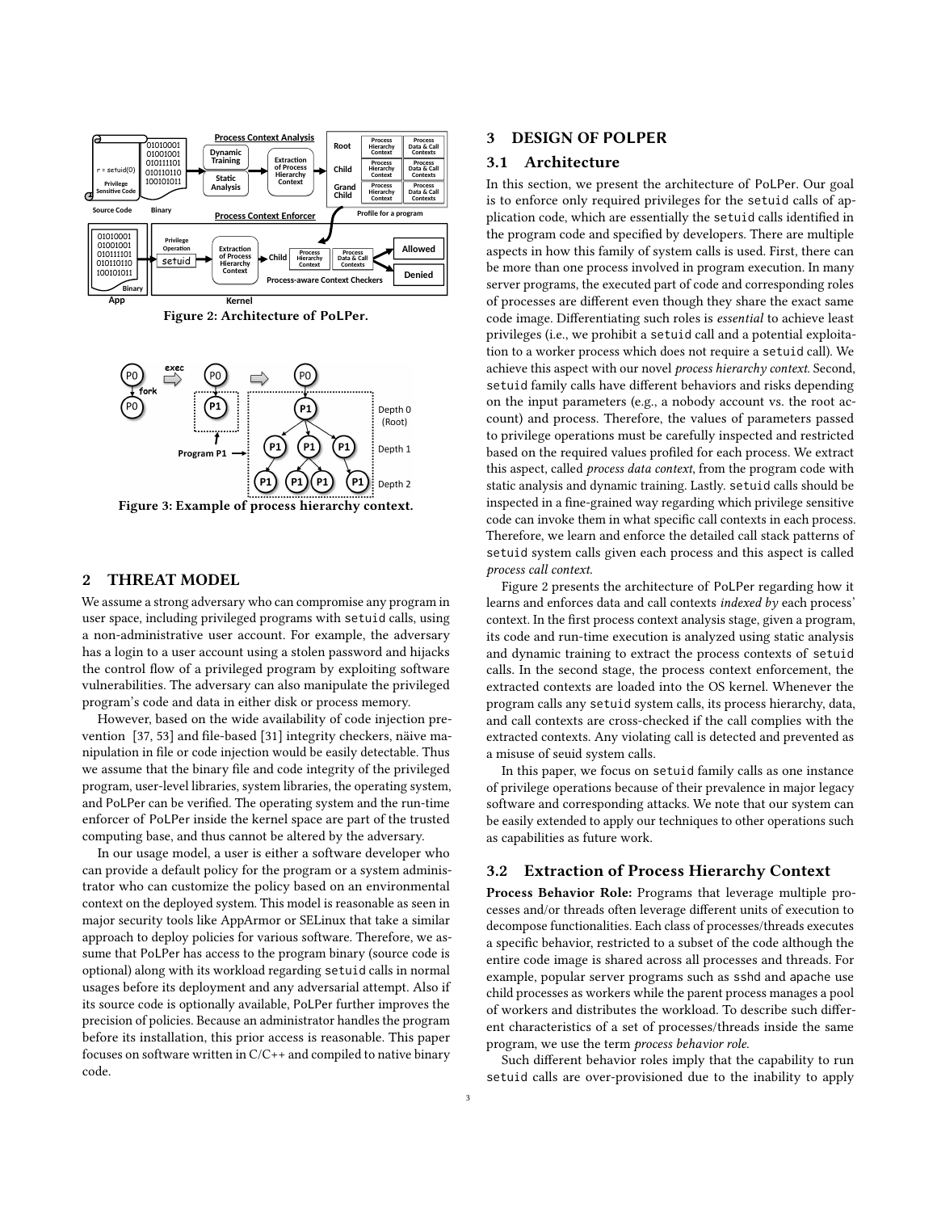Figure 2: Architecture of PoLPer.

Figure 3: Example of process hierarchy context.

## 2 THREAT MODEL

We assume a strong adversary who can compromise any program in user space, including privileged programs with setuid calls, using a non-administrative user account. For example, the adversary has a login to a user account using a stolen password and hijacks the control flow of a privileged program by exploiting software vulnerabilities. The adversary can also manipulate the privileged program's code and data in either disk or process memory.

However, based on the wide availability of code injection prevention [37, 53] and file-based [31] integrity checkers, näive manipulation in file or code injection would be easily detectable. Thus we assume that the binary file and code integrity of the privileged program, user-level libraries, system libraries, the operating system, and PoLPer can be verified. The operating system and the run-time enforcer of PoLPer inside the kernel space are part of the trusted computing base, and thus cannot be altered by the adversary.

In our usage model, a user is either a software developer who can provide a default policy for the program or a system administrator who can customize the policy based on an environmental context on the deployed system. This model is reasonable as seen in major security tools like AppArmor or SELinux that take a similar approach to deploy policies for various software. Therefore, we assume that PoLPer has access to the program binary (source code is optional) along with its workload regarding setuid calls in normal usages before its deployment and any adversarial attempt. Also if its source code is optionally available, PoLPer further improves the precision of policies. Because an administrator handles the program before its installation, this prior access is reasonable. This paper focuses on software written in C/C++ and compiled to native binary code.

## 3 DESIGN OF POLPER

### 3.1 Architecture

In this section, we present the architecture of PoLPer. Our goal is to enforce only required privileges for the setuid calls of application code, which are essentially the setuid calls identified in the program code and specified by developers. There are multiple aspects in how this family of system calls is used. First, there can be more than one process involved in program execution. In many server programs, the executed part of code and corresponding roles of processes are different even though they share the exact same code image. Differentiating such roles is *essential* to achieve least privileges (i.e., we prohibit a setuid call and a potential exploitation to a worker process which does not require a setuid call). We achieve this aspect with our novel *process hierarchy context*. Second, setuid family calls have different behaviors and risks depending on the input parameters (e.g., a nobody account vs. the root account) and process. Therefore, the values of parameters passed to privilege operations must be carefully inspected and restricted based on the required values profiled for each process. We extract this aspect, called *process data context*, from the program code with static analysis and dynamic training. Lastly. setuid calls should be inspected in a fine-grained way regarding which privilege sensitive code can invoke them in what specific call contexts in each process. Therefore, we learn and enforce the detailed call stack patterns of setuid system calls given each process and this aspect is called *process call context*.

Figure 2 presents the architecture of PoLPer regarding how it learns and enforces data and call contexts *indexed by* each process' context. In the first process context analysis stage, given a program, its code and run-time execution is analyzed using static analysis and dynamic training to extract the process contexts of setuid calls. In the second stage, the process context enforcement, the extracted contexts are loaded into the OS kernel. Whenever the program calls any setuid system calls, its process hierarchy, data, and call contexts are cross-checked if the call complies with the extracted contexts. Any violating call is detected and prevented as a misuse of seuid system calls.

In this paper, we focus on setuid family calls as one instance of privilege operations because of their prevalence in major legacy software and corresponding attacks. We note that our system can be easily extended to apply our techniques to other operations such as capabilities as future work.

### 3.2 Extraction of Process Hierarchy Context

**Process Behavior Role:** Programs that leverage multiple processes and/or threads often leverage different units of execution to decompose functionalities. Each class of processes/threads executes a specific behavior, restricted to a subset of the code although the entire code image is shared across all processes and threads. For example, popular server programs such as sshd and apache use child processes as workers while the parent process manages a pool of workers and distributes the workload. To describe such different characteristics of a set of processes/threads inside the same program, we use the term *process behavior role*.

Such different behavior roles imply that the capability to run setuid calls are over-provisioned due to the inability to apply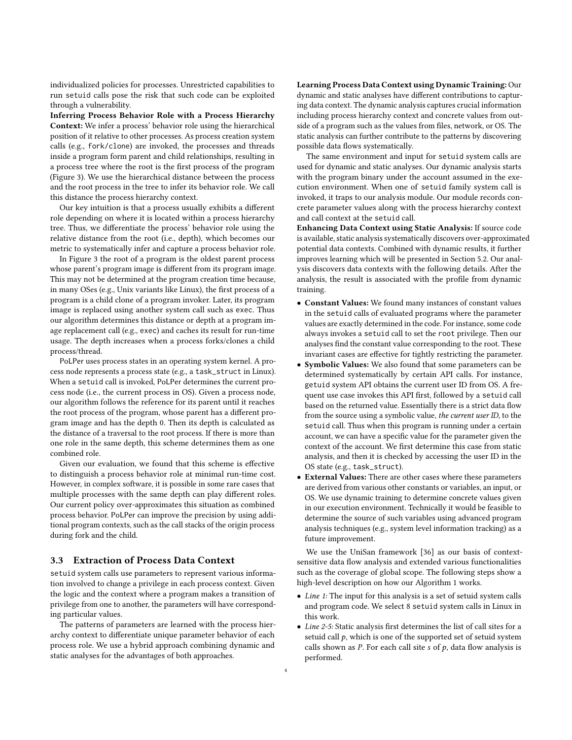individualized policies for processes. Unrestricted capabilities to run setuid calls pose the risk that such code can be exploited through a vulnerability.

**Inferring Process Behavior Role with a Process Hierarchy Context:** We infer a process' behavior role using the hierarchical position of it relative to other processes. As process creation system calls (e.g., fork/clone) are invoked, the processes and threads inside a program form parent and child relationships, resulting in a process tree where the root is the first process of the program (Figure 3). We use the hierarchical distance between the process and the root process in the tree to infer its behavior role. We call this distance the process hierarchy context.

Our key intuition is that a process usually exhibits a different role depending on where it is located within a process hierarchy tree. Thus, we differentiate the process' behavior role using the relative distance from the root (i.e., depth), which becomes our metric to systematically infer and capture a process behavior role.

In Figure 3 the root of a program is the oldest parent process whose parent's program image is different from its program image. This may not be determined at the program creation time because, in many OSes (e.g., Unix variants like Linux), the first process of a program is a child clone of a program invoker. Later, its program image is replaced using another system call such as exec. Thus our algorithm determines this distance or depth at a program image replacement call (e.g., exec) and caches its result for run-time usage. The depth increases when a process forks/clones a child process/thread.

PoLPer uses process states in an operating system kernel. A process node represents a process state (e.g., a task_struct in Linux). When a setuid call is invoked, PoLPer determines the current process node (i.e., the current process in OS). Given a process node, our algorithm follows the reference for its parent until it reaches the root process of the program, whose parent has a different program image and has the depth 0. Then its depth is calculated as the distance of a traversal to the root process. If there is more than one role in the same depth, this scheme determines them as one combined role.

Given our evaluation, we found that this scheme is effective to distinguish a process behavior role at minimal run-time cost. However, in complex software, it is possible in some rare cases that multiple processes with the same depth can play different roles. Our current policy over-approximates this situation as combined process behavior. PoLPer can improve the precision by using additional program contexts, such as the call stacks of the origin process during fork and the child.

### 3.3 Extraction of Process Data Context

setuid system calls use parameters to represent various information involved to change a privilege in each process context. Given the logic and the context where a program makes a transition of privilege from one to another, the parameters will have corresponding particular values.

The patterns of parameters are learned with the process hierarchy context to differentiate unique parameter behavior of each process role. We use a hybrid approach combining dynamic and static analyses for the advantages of both approaches.

**Learning Process Data Context using Dynamic Training:** Our dynamic and static analyses have different contributions to capturing data context. The dynamic analysis captures crucial information including process hierarchy context and concrete values from outside of a program such as the values from files, network, or OS. The static analysis can further contribute to the patterns by discovering possible data flows systematically.

The same environment and input for setuid system calls are used for dynamic and static analyses. Our dynamic analysis starts with the program binary under the account assumed in the execution environment. When one of setuid family system call is invoked, it traps to our analysis module. Our module records concrete parameter values along with the process hierarchy context and call context at the setuid call.

**Enhancing Data Context using Static Analysis:** If source code is available, static analysis systematically discovers over-approximated potential data contexts. Combined with dynamic results, it further improves learning which will be presented in Section 5.2. Our analysis discovers data contexts with the following details. After the analysis, the result is associated with the profile from dynamic training.

- **Constant Values:** We found many instances of constant values in the setuid calls of evaluated programs where the parameter values are exactly determined in the code. For instance, some code always invokes a setuid call to set the root privilege. Then our analyses find the constant value corresponding to the root. These invariant cases are effective for tightly restricting the parameter.
- **Symbolic Values:** We also found that some parameters can be determined systematically by certain API calls. For instance, getuid system API obtains the current user ID from OS. A frequent use case invokes this API first, followed by a setuid call based on the returned value. Essentially there is a strict data flow from the source using a symbolic value, *the current user ID*, to the setuid call. Thus when this program is running under a certain account, we can have a specific value for the parameter given the context of the account. We first determine this case from static analysis, and then it is checked by accessing the user ID in the OS state (e.g., task_struct).
- **External Values:** There are other cases where these parameters are derived from various other constants or variables, an input, or OS. We use dynamic training to determine concrete values given in our execution environment. Technically it would be feasible to determine the source of such variables using advanced program analysis techniques (e.g., system level information tracking) as a future improvement.

We use the UniSan framework [36] as our basis of context-sensitive data flow analysis and extended various functionalities such as the coverage of global scope. The following steps show a high-level description on how our Algorithm 1 works.

- *Line 1:* The input for this analysis is a set of setuid system calls and program code. We select 8 setuid system calls in Linux in this work.
- *Line 2-5:* Static analysis first determines the list of call sites for a setuid call $p$, which is one of the supported set of setuid system calls shown as $P$. For each call site $s$ of $p$, data flow analysis is performed.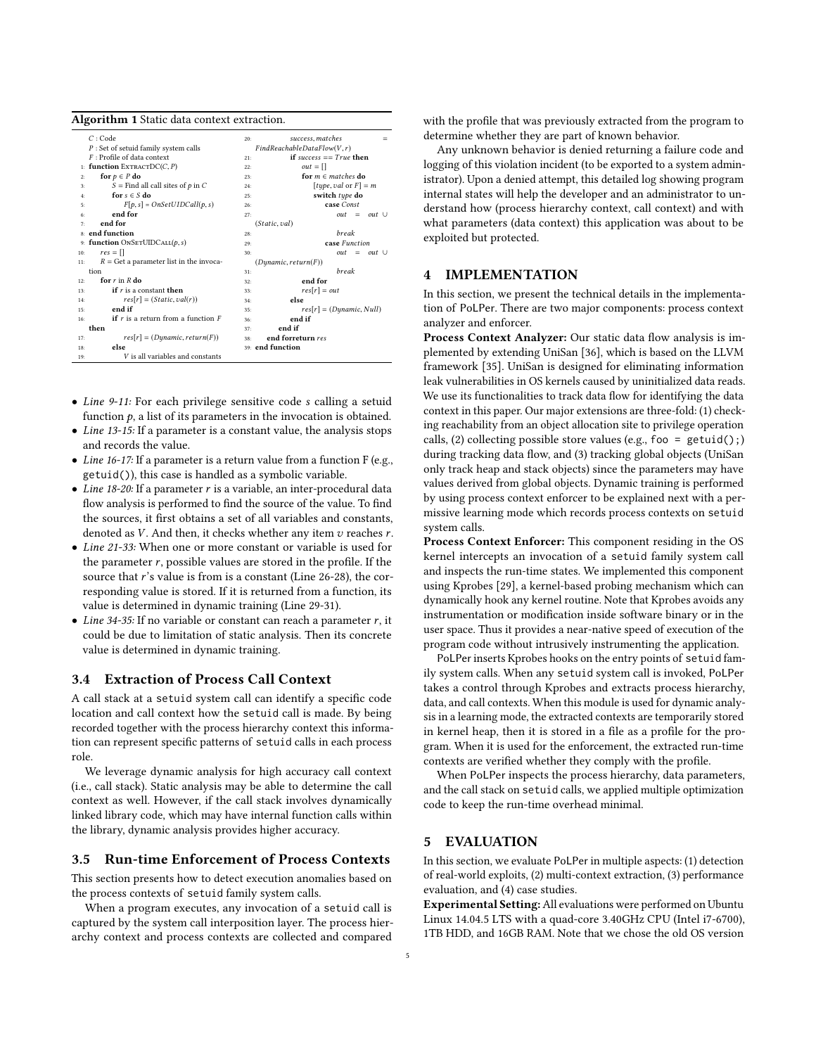**Algorithm 1** Static data context extraction.

```
    C : Code
    P : Set of setuid family system calls
    F : Profile of data context
 1: function ExtractDC(C, P)
 2:     for p ∈ P do
 3:         S = Find all call sites of p in C
 4:         for s ∈ S do
 5:             F[p, s] = OnSetUIDCall(p, s)
 6:         end for
 7:     end for
 8: end function
 9: function OnSetUIDCall(p, s)
10:     res = []
11:     R = Get a parameter list in the invocation
12:     for r in R do
13:         if r is a constant then
14:             res[r] = (Static, val(r))
15:         end if
16:         if r is a return from a function F then
17:             res[r] = (Dynamic, return(F))
18:         else
19:             V is all variables and constants
20:             success, matches = FindReachableDataFlow(V, r)
21:             if success == True then
22:                 out = []
23:                 for m ∈ matches do
24:                     [type, val or F] = m
25:                     switch type do
26:                         case Const
27:                             out = out ∪ (Static, val)
28:                             break
29:                         case Function
30:                             out = out ∪ (Dynamic, return(F))
31:                             break
32:                 end for
33:                 res[r] = out
34:             else
35:                 res[r] = (Dynamic, Null)
36:             end if
37:         end if
38:     end forreturn res
39: end function
```

- *Line 9-11:* For each privilege sensitive code $s$ calling a setuid function $p$, a list of its parameters in the invocation is obtained.
- *Line 13-15:* If a parameter is a constant value, the analysis stops and records the value.
- *Line 16-17:* If a parameter is a return value from a function F (e.g., `getuid()`), this case is handled as a symbolic variable.
- *Line 18-20:* If a parameter $r$ is a variable, an inter-procedural data flow analysis is performed to find the source of the value. To find the sources, it first obtains a set of all variables and constants, denoted as $V$. And then, it checks whether any item $v$ reaches $r$.
- *Line 21-33:* When one or more constant or variable is used for the parameter $r$, possible values are stored in the profile. If the source that $r$'s value is from is a constant (Line 26-28), the corresponding value is stored. If it is returned from a function, its value is determined in dynamic training (Line 29-31).
- *Line 34-35:* If no variable or constant can reach a parameter $r$, it could be due to limitation of static analysis. Then its concrete value is determined in dynamic training.

### 3.4 Extraction of Process Call Context

A call stack at a `setuid` system call can identify a specific code location and call context how the `setuid` call is made. By being recorded together with the process hierarchy context this information can represent specific patterns of `setuid` calls in each process role.

We leverage dynamic analysis for high accuracy call context (i.e., call stack). Static analysis may be able to determine the call context as well. However, if the call stack involves dynamically linked library code, which may have internal function calls within the library, dynamic analysis provides higher accuracy.

### 3.5 Run-time Enforcement of Process Contexts

This section presents how to detect execution anomalies based on the process contexts of `setuid` family system calls.

When a program executes, any invocation of a `setuid` call is captured by the system call interposition layer. The process hierarchy context and process contexts are collected and compared with the profile that was previously extracted from the program to determine whether they are part of known behavior.

Any unknown behavior is denied returning a failure code and logging of this violation incident (to be exported to a system administrator). Upon a denied attempt, this detailed log showing program internal states will help the developer and an administrator to understand how (process hierarchy context, call context) and with what parameters (data context) this application was about to be exploited but protected.

## 4 IMPLEMENTATION

In this section, we present the technical details in the implementation of PoLPer. There are two major components: process context analyzer and enforcer.

**Process Context Analyzer:** Our static data flow analysis is implemented by extending UniSan [36], which is based on the LLVM framework [35]. UniSan is designed for eliminating information leak vulnerabilities in OS kernels caused by uninitialized data reads. We use its functionalities to track data flow for identifying the data context in this paper. Our major extensions are three-fold: (1) checking reachability from an object allocation site to privilege operation calls, (2) collecting possible store values (e.g., `foo = getuid();`) during tracking data flow, and (3) tracking global objects (UniSan only track heap and stack objects) since the parameters may have values derived from global objects. Dynamic training is performed by using process context enforcer to be explained next with a permissive learning mode which records process contexts on `setuid` system calls.

**Process Context Enforcer:** This component residing in the OS kernel intercepts an invocation of a `setuid` family system call and inspects the run-time states. We implemented this component using Kprobes [29], a kernel-based probing mechanism which can dynamically hook any kernel routine. Note that Kprobes avoids any instrumentation or modification inside software binary or in the user space. Thus it provides a near-native speed of execution of the program code without intrusively instrumenting the application.

PoLPer inserts Kprobes hooks on the entry points of `setuid` family system calls. When any `setuid` system call is invoked, PoLPer takes a control through Kprobes and extracts process hierarchy, data, and call contexts. When this module is used for dynamic analysis in a learning mode, the extracted contexts are temporarily stored in kernel heap, then it is stored in a file as a profile for the program. When it is used for the enforcement, the extracted run-time contexts are verified whether they comply with the profile.

When PoLPer inspects the process hierarchy, data parameters, and the call stack on `setuid` calls, we applied multiple optimization code to keep the run-time overhead minimal.

## 5 EVALUATION

In this section, we evaluate PoLPer in multiple aspects: (1) detection of real-world exploits, (2) multi-context extraction, (3) performance evaluation, and (4) case studies.

**Experimental Setting:** All evaluations were performed on Ubuntu Linux 14.04.5 LTS with a quad-core 3.40GHz CPU (Intel i7-6700), 1TB HDD, and 16GB RAM. Note that we chose the old OS version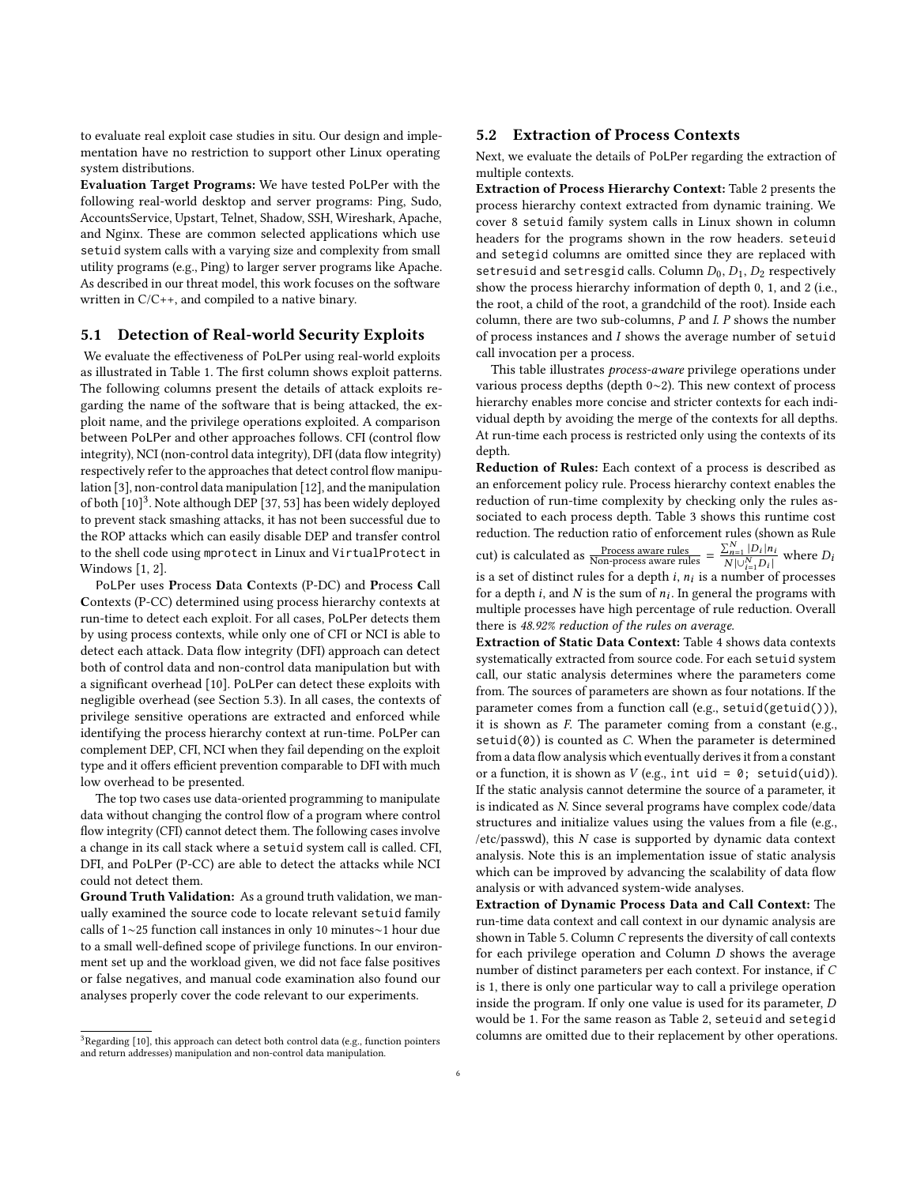to evaluate real exploit case studies in situ. Our design and implementation have no restriction to support other Linux operating system distributions.

**Evaluation Target Programs:** We have tested PoLPer with the following real-world desktop and server programs: Ping, Sudo, AccountsService, Upstart, Telnet, Shadow, SSH, Wireshark, Apache, and Nginx. These are common selected applications which use `setuid` system calls with a varying size and complexity from small utility programs (e.g., Ping) to larger server programs like Apache. As described in our threat model, this work focuses on the software written in C/C++, and compiled to a native binary.

## 5.1 Detection of Real-world Security Exploits

We evaluate the effectiveness of PoLPer using real-world exploits as illustrated in Table 1. The first column shows exploit patterns. The following columns present the details of attack exploits regarding the name of the software that is being attacked, the exploit name, and the privilege operations exploited. A comparison between PoLPer and other approaches follows. CFI (control flow integrity), NCI (non-control data integrity), DFI (data flow integrity) respectively refer to the approaches that detect control flow manipulation [3], non-control data manipulation [12], and the manipulation of both [10][3]. Note although DEP [37, 53] has been widely deployed to prevent stack smashing attacks, it has not been successful due to the ROP attacks which can easily disable DEP and transfer control to the shell code using `mprotect` in Linux and `VirtualProtect` in Windows [1, 2].

PoLPer uses **P**rocess **D**ata **C**ontexts (P-DC) and **P**rocess **C**all **C**ontexts (P-CC) determined using process hierarchy contexts at run-time to detect each exploit. For all cases, PoLPer detects them by using process contexts, while only one of CFI or NCI is able to detect each attack. Data flow integrity (DFI) approach can detect both of control data and non-control data manipulation but with a significant overhead [10]. PoLPer can detect these exploits with negligible overhead (see Section 5.3). In all cases, the contexts of privilege sensitive operations are extracted and enforced while identifying the process hierarchy context at run-time. PoLPer can complement DEP, CFI, NCI when they fail depending on the exploit type and it offers efficient prevention comparable to DFI with much low overhead to be presented.

The top two cases use data-oriented programming to manipulate data without changing the control flow of a program where control flow integrity (CFI) cannot detect them. The following cases involve a change in its call stack where a `setuid` system call is called. CFI, DFI, and PoLPer (P-CC) are able to detect the attacks while NCI could not detect them.

**Ground Truth Validation:** As a ground truth validation, we manually examined the source code to locate relevant `setuid` family calls of 1∼25 function call instances in only 10 minutes∼1 hour due to a small well-defined scope of privilege functions. In our environment set up and the workload given, we did not face false positives or false negatives, and manual code examination also found our analyses properly cover the code relevant to our experiments.

[3] Regarding [10], this approach can detect both control data (e.g., function pointers and return addresses) manipulation and non-control data manipulation.

## 5.2 Extraction of Process Contexts

Next, we evaluate the details of PoLPer regarding the extraction of multiple contexts.

**Extraction of Process Hierarchy Context:** Table 2 presents the process hierarchy context extracted from dynamic training. We cover 8 `setuid` family system calls in Linux shown in column headers for the programs shown in the row headers. `seteuid` and `setegid` columns are omitted since they are replaced with `setresuid` and `setresgid` calls. Column $D_0$, $D_1$, $D_2$ respectively show the process hierarchy information of depth 0, 1, and 2 (i.e., the root, a child of the root, a grandchild of the root). Inside each column, there are two sub-columns, *P* and *I*. *P* shows the number of process instances and *I* shows the average number of `setuid` call invocation per a process.

This table illustrates *process-aware* privilege operations under various process depths (depth 0∼2). This new context of process hierarchy enables more concise and stricter contexts for each individual depth by avoiding the merge of the contexts for all depths. At run-time each process is restricted only using the contexts of its depth.

**Reduction of Rules:** Each context of a process is described as an enforcement policy rule. Process hierarchy context enables the reduction of run-time complexity by checking only the rules associated to each process depth. Table 3 shows this runtime cost reduction. The reduction ratio of enforcement rules (shown as Rule cut) is calculated as $\frac{\text{Process aware rules}}{\text{Non-process aware rules}} = \frac{\sum_{n=1}^{N} |D_i| n_i}{N |\cup_{i=1}^{N} D_i|}$ where $D_i$ is a set of distinct rules for a depth $i$, $n_i$ is a number of processes for a depth $i$, and $N$ is the sum of $n_i$. In general the programs with multiple processes have high percentage of rule reduction. Overall there is *48.92% reduction of the rules on average.*

**Extraction of Static Data Context:** Table 4 shows data contexts systematically extracted from source code. For each `setuid` system call, our static analysis determines where the parameters come from. The sources of parameters are shown as four notations. If the parameter comes from a function call (e.g., `setuid(getuid())`), it is shown as *F*. The parameter coming from a constant (e.g., `setuid(0)`) is counted as *C*. When the parameter is determined from a data flow analysis which eventually derives it from a constant or a function, it is shown as *V* (e.g., `int uid = 0; setuid(uid)`). If the static analysis cannot determine the source of a parameter, it is indicated as *N*. Since several programs have complex code/data structures and initialize values using the values from a file (e.g., /etc/passwd), this *N* case is supported by dynamic data context analysis. Note this is an implementation issue of static analysis which can be improved by advancing the scalability of data flow analysis or with advanced system-wide analyses.

**Extraction of Dynamic Process Data and Call Context:** The run-time data context and call context in our dynamic analysis are shown in Table 5. Column *C* represents the diversity of call contexts for each privilege operation and Column *D* shows the average number of distinct parameters per each context. For instance, if *C* is 1, there is only one particular way to call a privilege operation inside the program. If only one value is used for its parameter, *D* would be 1. For the same reason as Table 2, `seteuid` and `setegid` columns are omitted due to their replacement by other operations.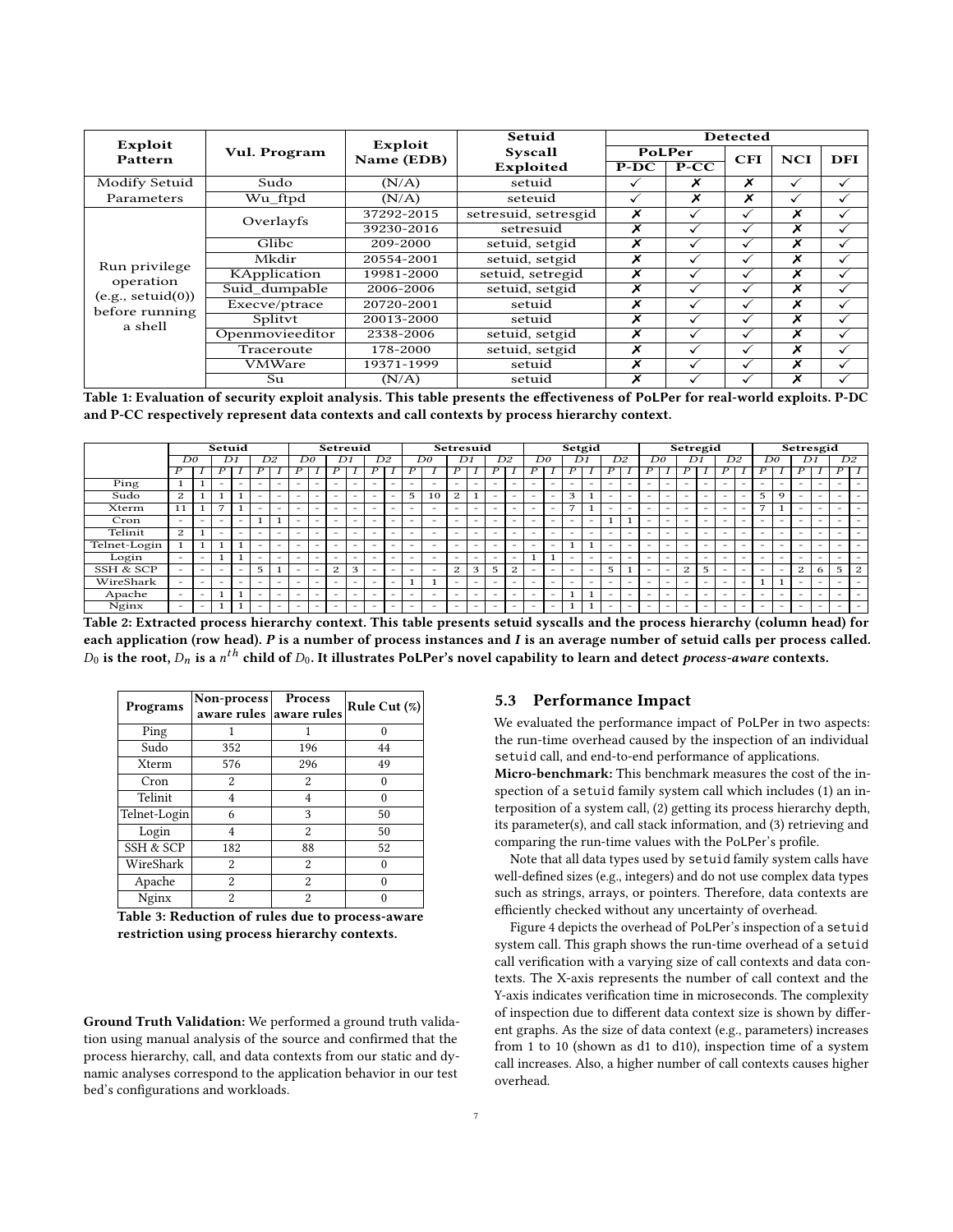| Exploit Pattern | Vul. Program | Exploit Name (EDB) | Setuid Syscall Exploited | Detected | | | | |
|---|---|---|---|---|---|---|---|---|
| | | | | PoLPer | | CFI | NCI | DFI |
| | | | | P-DC | P-CC | | | |
| Modify Setuid Parameters | Sudo | (N/A) | setuid | ✓ | ✗ | ✗ | ✓ | ✓ |
| | Wu_ftpd | (N/A) | seteuid | ✓ | ✗ | ✗ | ✓ | ✓ |
| Run privilege operation (e.g., setuid(0)) before running a shell | Overlayfs | 37292-2015 | setresuid, setresgid | ✗ | ✓ | ✓ | ✗ | ✓ |
| | | 39230-2016 | setresuid | ✗ | ✓ | ✓ | ✗ | ✓ |
| | Glibc | 209-2000 | setuid, setgid | ✗ | ✓ | ✓ | ✗ | ✓ |
| | Mkdir | 20554-2001 | setuid, setgid | ✗ | ✓ | ✓ | ✗ | ✓ |
| | KApplication | 19981-2000 | setuid, setregid | ✗ | ✓ | ✓ | ✗ | ✓ |
| | Suid_dumpable | 2006-2006 | setuid, setgid | ✗ | ✓ | ✓ | ✗ | ✓ |
| | Execve/ptrace | 20720-2001 | setuid | ✗ | ✓ | ✓ | ✗ | ✓ |
| | Splitvt | 20013-2000 | setuid | ✗ | ✓ | ✓ | ✗ | ✓ |
| | Openmovieeditor | 2338-2006 | setuid, setgid | ✗ | ✓ | ✓ | ✗ | ✓ |
| | Traceroute | 178-2000 | setuid, setgid | ✗ | ✓ | ✓ | ✗ | ✓ |
| | VMWare | 19371-1999 | setuid | ✗ | ✓ | ✓ | ✗ | ✓ |
| | Su | (N/A) | setuid | ✗ | ✓ | ✓ | ✗ | ✓ |

**Table 1: Evaluation of security exploit analysis. This table presents the effectiveness of PoLPer for real-world exploits. P-DC and P-CC respectively represent data contexts and call contexts by process hierarchy context.**

| | Setuid | | | | | | Setreuid | | | | | | Setresuid | | | | | | Setgid | | | | | | Setregid | | | | | | Setresgid | | | | | |
|---|---|---|---|---|---|---|---|---|---|---|---|---|---|---|---|---|---|---|---|---|---|---|---|---|---|---|---|---|---|---|---|---|---|---|---|---|
| | $D0$ | | $D1$ | | $D2$ | | $D0$ | | $D1$ | | $D2$ | | $D0$ | | $D1$ | | $D2$ | | $D0$ | | $D1$ | | $D2$ | | $D0$ | | $D1$ | | $D2$ | | $D0$ | | $D1$ | | $D2$ | |
| | $P$ | $I$ | $P$ | $I$ | $P$ | $I$ | $P$ | $I$ | $P$ | $I$ | $P$ | $I$ | $P$ | $I$ | $P$ | $I$ | $P$ | $I$ | $P$ | $I$ | $P$ | $I$ | $P$ | $I$ | $P$ | $I$ | $P$ | $I$ | $P$ | $I$ | $P$ | $I$ | $P$ | $I$ | $P$ | $I$ |
| Ping | 1 | 1 | - | - | - | - | - | - | - | - | - | - | - | - | - | - | - | - | - | - | - | - | - | - | - | - | - | - | - | - | - | - | - | - | - | - |
| Sudo | 2 | 1 | 1 | 1 | - | - | - | - | - | - | - | - | 5 | 10 | 2 | 1 | - | - | - | - | 3 | 1 | - | - | - | - | - | - | - | - | 5 | 9 | - | - | - | - |
| Xterm | 11 | 1 | 7 | 1 | - | - | - | - | - | - | - | - | - | - | - | - | - | - | - | - | 7 | 1 | - | - | - | - | - | - | - | - | 7 | 1 | - | - | - | - |
| Cron | - | - | - | - | 1 | 1 | - | - | - | - | - | - | - | - | - | - | - | - | - | - | - | - | 1 | 1 | - | - | - | - | - | - | - | - | - | - | - | - |
| Telinit | 2 | 1 | - | - | - | - | - | - | - | - | - | - | - | - | - | - | - | - | - | - | - | - | - | - | - | - | - | - | - | - | - | - | - | - | - | - |
| Telnet-Login | 1 | 1 | 1 | 1 | - | - | - | - | - | - | - | - | - | - | - | - | - | - | - | - | 1 | 1 | - | - | - | - | - | - | - | - | - | - | - | - | - | - |
| Login | - | - | 1 | 1 | - | - | - | - | - | - | - | - | - | - | - | - | - | - | 1 | 1 | - | - | - | - | - | - | - | - | - | - | - | - | - | - | - | - |
| SSH & SCP | - | - | - | - | 5 | 1 | - | - | 2 | 3 | - | - | - | - | 2 | 3 | 5 | 2 | - | - | - | - | 5 | 1 | - | - | 2 | 5 | - | - | - | - | 2 | 6 | 5 | 2 |
| WireShark | - | - | - | - | - | - | - | - | - | - | - | - | 1 | 1 | - | - | - | - | - | - | - | - | - | - | - | - | - | - | - | - | 1 | 1 | - | - | - | - |
| Apache | - | - | 1 | 1 | - | - | - | - | - | - | - | - | - | - | - | - | - | - | - | - | 1 | 1 | - | - | - | - | - | - | - | - | - | - | - | - | - | - |
| Nginx | - | - | 1 | 1 | - | - | - | - | - | - | - | - | - | - | - | - | - | - | - | - | 1 | 1 | - | - | - | - | - | - | - | - | - | - | - | - | - | - |

**Table 2: Extracted process hierarchy context. This table presents setuid syscalls and the process hierarchy (column head) for each application (row head). *P* is a number of process instances and *I* is an average number of setuid calls per process called. $D_0$ is the root, $D_n$ is a $n^{th}$ child of $D_0$. It illustrates PoLPer's novel capability to learn and detect *process-aware* contexts.**

| Programs | Non-process aware rules | Process aware rules | Rule Cut (%) |
|---|---|---|---|
| Ping | 1 | 1 | 0 |
| Sudo | 352 | 196 | 44 |
| Xterm | 576 | 296 | 49 |
| Cron | 2 | 2 | 0 |
| Telinit | 4 | 4 | 0 |
| Telnet-Login | 6 | 3 | 50 |
| Login | 4 | 2 | 50 |
| SSH & SCP | 182 | 88 | 52 |
| WireShark | 2 | 2 | 0 |
| Apache | 2 | 2 | 0 |
| Nginx | 2 | 2 | 0 |

**Table 3: Reduction of rules due to process-aware restriction using process hierarchy contexts.**

**Ground Truth Validation:** We performed a ground truth validation using manual analysis of the source and confirmed that the process hierarchy, call, and data contexts from our static and dynamic analyses correspond to the application behavior in our test bed's configurations and workloads.

## 5.3 Performance Impact

We evaluated the performance impact of PoLPer in two aspects: the run-time overhead caused by the inspection of an individual setuid call, and end-to-end performance of applications.

**Micro-benchmark:** This benchmark measures the cost of the inspection of a setuid family system call which includes (1) an interposition of a system call, (2) getting its process hierarchy depth, its parameter(s), and call stack information, and (3) retrieving and comparing the run-time values with the PoLPer's profile.

Note that all data types used by setuid family system calls have well-defined sizes (e.g., integers) and do not use complex data types such as strings, arrays, or pointers. Therefore, data contexts are efficiently checked without any uncertainty of overhead.

Figure 4 depicts the overhead of PoLPer's inspection of a setuid system call. This graph shows the run-time overhead of a setuid call verification with a varying size of call contexts and data contexts. The X-axis represents the number of call context and the Y-axis indicates verification time in microseconds. The complexity of inspection due to different data context size is shown by different graphs. As the size of data context (e.g., parameters) increases from 1 to 10 (shown as d1 to d10), inspection time of a system call increases. Also, a higher number of call contexts causes higher overhead.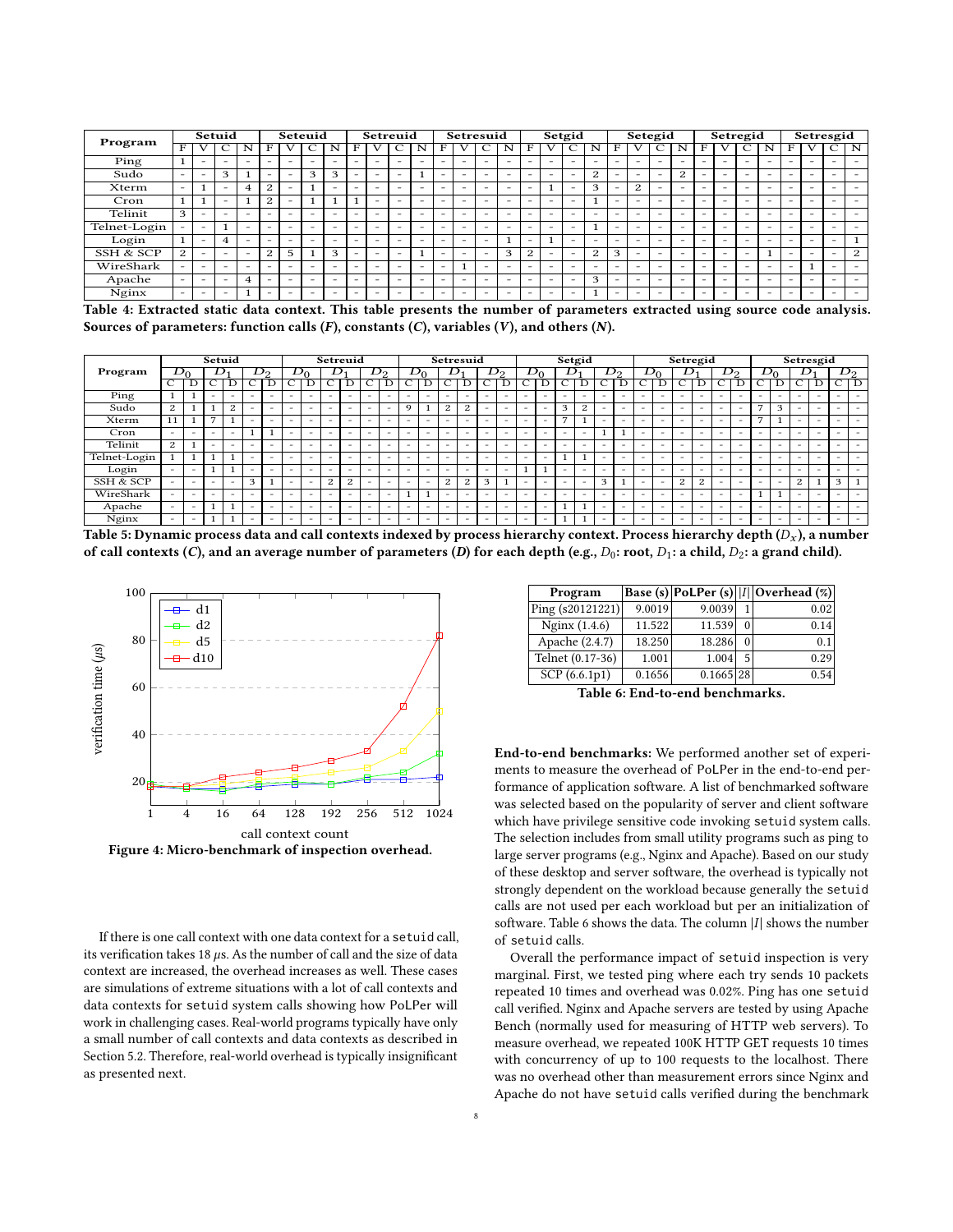| Program | Setuid | | | | Seteuid | | | | Setreuid | | | | Setresuid | | | | Setgid | | | | Setegid | | | | Setregid | | | | Setresgid | | | |
|---|---|---|---|---|---|---|---|---|---|---|---|---|---|---|---|---|---|---|---|---|---|---|---|---|---|---|---|---|---|---|---|---|
| | F | V | C | N | F | V | C | N | F | V | C | N | F | V | C | N | F | V | C | N | F | V | C | N | F | V | C | N | F | V | C | N |
| Ping | 1 | - | - | - | - | - | - | - | - | - | - | - | - | - | - | - | - | - | - | - | - | - | - | - | - | - | - | - | - | - | - | - |
| Sudo | - | - | 3 | 1 | - | - | 3 | 3 | - | - | - | 1 | - | - | - | - | - | - | - | 2 | - | - | - | 2 | - | - | - | - | - | - | - | - |
| Xterm | - | 1 | - | 4 | 2 | - | 1 | - | - | - | - | - | - | - | - | - | - | 1 | - | 3 | - | 2 | - | - | - | - | - | - | - | - | - | - |
| Cron | 1 | 1 | - | 1 | 2 | - | 1 | 1 | 1 | - | - | - | - | - | - | - | - | - | - | 1 | - | - | - | - | - | - | - | - | - | - | - | - |
| Telinit | 3 | - | - | - | - | - | - | - | - | - | - | - | - | - | - | - | - | - | - | - | - | - | - | - | - | - | - | - | - | - | - | - |
| Telnet-Login | - | - | 1 | - | - | - | - | - | - | - | - | - | - | - | - | - | - | - | - | 1 | - | - | - | - | - | - | - | - | - | - | - | - |
| Login | 1 | - | 4 | - | - | - | - | - | - | - | - | - | - | - | - | 1 | - | 1 | - | - | - | - | - | - | - | - | - | - | - | - | - | 1 |
| SSH & SCP | 2 | - | - | - | 2 | 5 | 1 | 3 | - | - | - | 1 | - | - | - | 3 | 2 | - | - | 2 | 3 | - | - | - | - | - | - | 1 | - | - | - | 2 |
| WireShark | - | - | - | - | - | - | - | - | - | - | - | - | - | 1 | - | - | - | - | - | - | - | - | - | - | - | - | - | - | - | 1 | - | - |
| Apache | - | - | - | 4 | - | - | - | - | - | - | - | - | - | - | - | - | - | - | - | 3 | - | - | - | - | - | - | - | - | - | - | - | - |
| Nginx | - | - | - | 1 | - | - | - | - | - | - | - | - | - | - | - | - | - | - | - | 1 | - | - | - | - | - | - | - | - | - | - | - | - |

**Table 4: Extracted static data context. This table presents the number of parameters extracted using source code analysis. Sources of parameters: function calls (*F*), constants (*C*), variables (*V*), and others (*N*).**

| Program | Setuid | | | | | | Setreuid | | | | | | Setresuid | | | | | | Setgid | | | | | | Setregid | | | | | | Setresgid | | | | | |
|---|---|---|---|---|---|---|---|---|---|---|---|---|---|---|---|---|---|---|---|---|---|---|---|---|---|---|---|---|---|---|---|---|---|---|---|---|
| | $D_0$ | | $D_1$ | | $D_2$ | | $D_0$ | | $D_1$ | | $D_2$ | | $D_0$ | | $D_1$ | | $D_2$ | | $D_0$ | | $D_1$ | | $D_2$ | | $D_0$ | | $D_1$ | | $D_2$ | | $D_0$ | | $D_1$ | | $D_2$ | |
| | C | D | C | D | C | D | C | D | C | D | C | D | C | D | C | D | C | D | C | D | C | D | C | D | C | D | C | D | C | D | C | D | C | D | C | D |
| Ping | 1 | 1 | - | - | - | - | - | - | - | - | - | - | - | - | - | - | - | - | - | - | - | - | - | - | - | - | - | - | - | - | - | - | - | - | - | - |
| Sudo | 2 | 1 | 1 | 2 | - | - | - | - | - | - | - | - | 9 | 1 | 2 | 2 | - | - | - | - | 3 | 2 | - | - | - | - | - | - | - | - | 7 | 3 | - | - | - | - |
| Xterm | 11 | 1 | 7 | 1 | - | - | - | - | - | - | - | - | - | - | - | - | - | - | - | - | 7 | 1 | - | - | - | - | - | - | - | - | 7 | 1 | - | - | - | - |
| Cron | - | - | - | - | 1 | 1 | - | - | - | - | - | - | - | - | - | - | - | - | - | - | - | - | 1 | 1 | - | - | - | - | - | - | - | - | - | - | - | - |
| Telinit | 2 | 1 | - | - | - | - | - | - | - | - | - | - | - | - | - | - | - | - | - | - | - | - | - | - | - | - | - | - | - | - | - | - | - | - | - | - |
| Telnet-Login | 1 | 1 | 1 | 1 | - | - | - | - | - | - | - | - | - | - | - | - | - | - | - | - | 1 | 1 | - | - | - | - | - | - | - | - | - | - | - | - | - | - |
| Login | - | - | 1 | 1 | - | - | - | - | - | - | - | - | - | - | - | - | - | - | 1 | 1 | - | - | - | - | - | - | - | - | - | - | - | - | - | - | - | - |
| SSH & SCP | - | - | - | - | 3 | 1 | - | - | 2 | 2 | - | - | - | - | 2 | 2 | 3 | 1 | - | - | - | - | 3 | 1 | - | - | 2 | 2 | - | - | - | - | 2 | 1 | 3 | 1 |
| WireShark | - | - | - | - | - | - | - | - | - | - | - | - | 1 | 1 | - | - | - | - | - | - | - | - | - | - | - | - | - | - | - | - | 1 | 1 | - | - | - | - |
| Apache | - | - | 1 | 1 | - | - | - | - | - | - | - | - | - | - | - | - | - | - | - | - | 1 | 1 | - | - | - | - | - | - | - | - | - | - | - | - | - | - |
| Nginx | - | - | 1 | 1 | - | - | - | - | - | - | - | - | - | - | - | - | - | - | - | - | 1 | 1 | - | - | - | - | - | - | - | - | - | - | - | - | - | - |

**Table 5: Dynamic process data and call contexts indexed by process hierarchy context. Process hierarchy depth ($D_x$), a number of call contexts (*C*), and an average number of parameters (*D*) for each depth (e.g., $D_0$: root, $D_1$: a child, $D_2$: a grand child).**

**Figure 4: Micro-benchmark of inspection overhead.**

If there is one call context with one data context for a `setuid` call, its verification takes 18 $\mu$s. As the number of call and the size of data context are increased, the overhead increases as well. These cases are simulations of extreme situations with a lot of call contexts and data contexts for `setuid` system calls showing how PoLPer will work in challenging cases. Real-world programs typically have only a small number of call contexts and data contexts as described in Section 5.2. Therefore, real-world overhead is typically insignificant as presented next.

| Program | Base (s) | PoLPer (s) | $\|I\|$ | Overhead (%) |
|---|---|---|---|---|
| Ping (s20121221) | 9.0019 | 9.0039 | 1 | 0.02 |
| Nginx (1.4.6) | 11.522 | 11.539 | 0 | 0.14 |
| Apache (2.4.7) | 18.250 | 18.286 | 0 | 0.1 |
| Telnet (0.17-36) | 1.001 | 1.004 | 5 | 0.29 |
| SCP (6.6.1p1) | 0.1656 | 0.1665 | 28 | 0.54 |

**Table 6: End-to-end benchmarks.**

**End-to-end benchmarks:** We performed another set of experiments to measure the overhead of PoLPer in the end-to-end performance of application software. A list of benchmarked software was selected based on the popularity of server and client software which have privilege sensitive code invoking `setuid` system calls. The selection includes from small utility programs such as ping to large server programs (e.g., Nginx and Apache). Based on our study of these desktop and server software, the overhead is typically not strongly dependent on the workload because generally the `setuid` calls are not used per each workload but per an initialization of software. Table 6 shows the data. The column $|I|$ shows the number of `setuid` calls.

Overall the performance impact of `setuid` inspection is very marginal. First, we tested ping where each try sends 10 packets repeated 10 times and overhead was 0.02%. Ping has one `setuid` call verified. Nginx and Apache servers are tested by using Apache Bench (normally used for measuring of HTTP web servers). To measure overhead, we repeated 100K HTTP GET requests 10 times with concurrency of up to 100 requests to the localhost. There was no overhead other than measurement errors since Nginx and Apache do not have `setuid` calls verified during the benchmark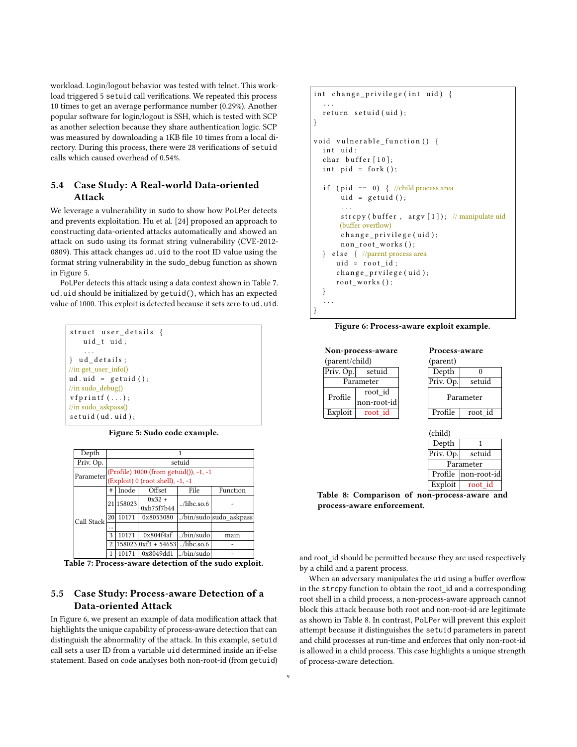workload. Login/logout behavior was tested with telnet. This workload triggered 5 setuid call verifications. We repeated this process 10 times to get an average performance number (0.29%). Another popular software for login/logout is SSH, which is tested with SCP as another selection because they share authentication logic. SCP was measured by downloading a 1KB file 10 times from a local directory. During this process, there were 28 verifications of setuid calls which caused overhead of 0.54%.

## 5.4 Case Study: A Real-world Data-oriented Attack

We leverage a vulnerability in sudo to show how PoLPer detects and prevents exploitation. Hu et al. [24] proposed an approach to constructing data-oriented attacks automatically and showed an attack on sudo using its format string vulnerability (CVE-2012-0809). This attack changes ud.uid to the root ID value using the format string vulnerability in the sudo_debug function as shown in Figure 5.

PoLPer detects this attack using a data context shown in Table 7. ud.uid should be initialized by getuid(), which has an expected value of 1000. This exploit is detected because it sets zero to ud.uid.

```
struct user_details {
    uid_t uid;
    ...
} ud_details;
//in get_user_info()
ud.uid = getuid();
//in sudo_debug()
vfprintf(...);
//in sudo_askpass()
setuid(ud.uid);
```

**Figure 5: Sudo code example.**

| Depth | 1 | | | | |
|---|---|---|---|---|---|
| Priv. Op. | setuid | | | | |
| Parameter | (Profile) 1000 (from getuid()), -1, -1<br>(Exploit) 0 (root shell), -1, -1 | | | | |
| Call Stack | # | Inode | Offset | File | Function |
| | 21 | 158023 | 0x32 + 0xb75f7b44 | ../libc.so.6 | - |
| | 20 | 10171 | 0x8053080 | ../bin/sudo | sudo_askpass |
| | ... | | | | |
| | 3 | 10171 | 0x804f4af | ../bin/sudo | main |
| | 2 | 158023 | 0xf3 + 54653 | ../libc.so.6 | - |
| | 1 | 10171 | 0x8049dd1 | ../bin/sudo | - |

**Table 7: Process-aware detection of the sudo exploit.**

## 5.5 Case Study: Process-aware Detection of a Data-oriented Attack

In Figure 6, we present an example of data modification attack that highlights the unique capability of process-aware detection that can distinguish the abnormality of the attack. In this example, setuid call sets a user ID from a variable uid determined inside an if-else statement. Based on code analyses both non-root-id (from getuid) and root_id should be permitted because they are used respectively by a child and a parent process.

```
int change_privilege(int uid) {
  ...
  return setuid(uid);
}

void vulnerable_function() {
  int uid;
  char buffer[10];
  int pid = fork();

  if (pid == 0) { //child process area
      uid = getuid();
      ...
      strcpy(buffer, argv[1]); // manipulate uid (buffer overflow)
      change_privilege(uid);
      non_root_works();
  } else { //parent process area
      uid = root_id;
      change_prvilege(uid);
      root_works();
  }
  ...
}
```

**Figure 6: Process-aware exploit example.**

**Non-process-aware** (parent/child)

| Priv. Op. | setuid |
|---|---|
| Parameter | |
| Profile | root_id<br>non-root-id |
| Exploit | root_id |

**Process-aware** (parent)

| Depth | 0 |
|---|---|
| Priv. Op. | setuid |
| Parameter | |
| Profile | root_id |

(child)

| Depth | 1 |
|---|---|
| Priv. Op. | setuid |
| Parameter | |
| Profile | non-root-id |
| Exploit | root_id |

**Table 8: Comparison of non-process-aware and process-aware enforcement.**

When an adversary manipulates the uid using a buffer overflow in the strcpy function to obtain the root_id and a corresponding root shell in a child process, a non-process-aware approach cannot block this attack because both root and non-root-id are legitimate as shown in Table 8. In contrast, PoLPer will prevent this exploit attempt because it distinguishes the setuid parameters in parent and child processes at run-time and enforces that only non-root-id is allowed in a child process. This case highlights a unique strength of process-aware detection.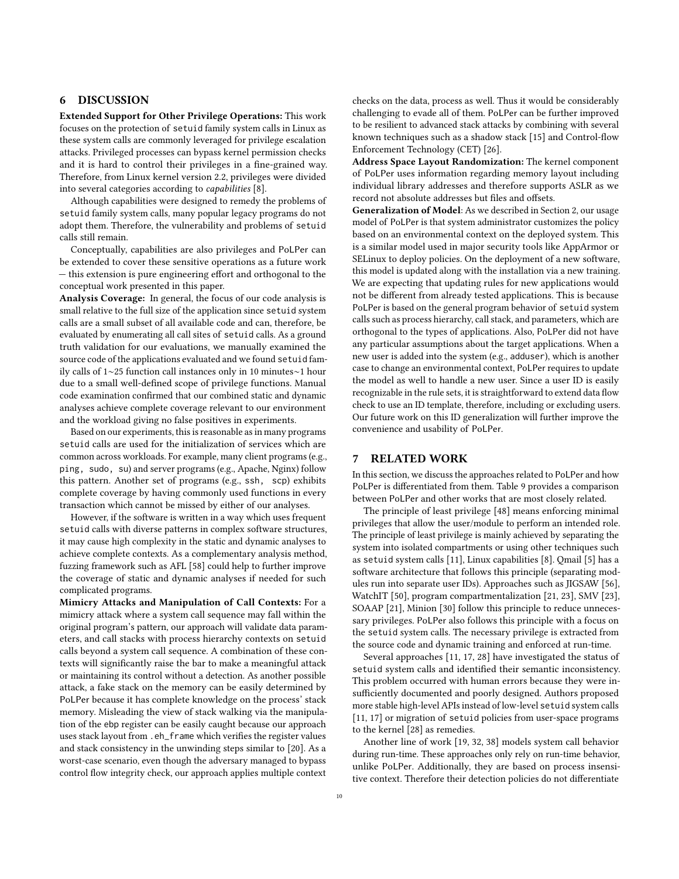## 6 DISCUSSION

**Extended Support for Other Privilege Operations:** This work focuses on the protection of setuid family system calls in Linux as these system calls are commonly leveraged for privilege escalation attacks. Privileged processes can bypass kernel permission checks and it is hard to control their privileges in a fine-grained way. Therefore, from Linux kernel version 2.2, privileges were divided into several categories according to *capabilities* [8].

Although capabilities were designed to remedy the problems of setuid family system calls, many popular legacy programs do not adopt them. Therefore, the vulnerability and problems of setuid calls still remain.

Conceptually, capabilities are also privileges and PoLPer can be extended to cover these sensitive operations as a future work — this extension is pure engineering effort and orthogonal to the conceptual work presented in this paper.

**Analysis Coverage:** In general, the focus of our code analysis is small relative to the full size of the application since setuid system calls are a small subset of all available code and can, therefore, be evaluated by enumerating all call sites of setuid calls. As a ground truth validation for our evaluations, we manually examined the source code of the applications evaluated and we found setuid family calls of 1∼25 function call instances only in 10 minutes∼1 hour due to a small well-defined scope of privilege functions. Manual code examination confirmed that our combined static and dynamic analyses achieve complete coverage relevant to our environment and the workload giving no false positives in experiments.

Based on our experiments, this is reasonable as in many programs setuid calls are used for the initialization of services which are common across workloads. For example, many client programs (e.g., ping, sudo, su) and server programs (e.g., Apache, Nginx) follow this pattern. Another set of programs (e.g., ssh, scp) exhibits complete coverage by having commonly used functions in every transaction which cannot be missed by either of our analyses.

However, if the software is written in a way which uses frequent setuid calls with diverse patterns in complex software structures, it may cause high complexity in the static and dynamic analyses to achieve complete contexts. As a complementary analysis method, fuzzing framework such as AFL [58] could help to further improve the coverage of static and dynamic analyses if needed for such complicated programs.

**Mimicry Attacks and Manipulation of Call Contexts:** For a mimicry attack where a system call sequence may fall within the original program's pattern, our approach will validate data parameters, and call stacks with process hierarchy contexts on setuid calls beyond a system call sequence. A combination of these contexts will significantly raise the bar to make a meaningful attack or maintaining its control without a detection. As another possible attack, a fake stack on the memory can be easily determined by PoLPer because it has complete knowledge on the process' stack memory. Misleading the view of stack walking via the manipulation of the ebp register can be easily caught because our approach uses stack layout from .eh_frame which verifies the register values and stack consistency in the unwinding steps similar to [20]. As a worst-case scenario, even though the adversary managed to bypass control flow integrity check, our approach applies multiple context checks on the data, process as well. Thus it would be considerably challenging to evade all of them. PoLPer can be further improved to be resilient to advanced stack attacks by combining with several known techniques such as a shadow stack [15] and Control-flow Enforcement Technology (CET) [26].

**Address Space Layout Randomization:** The kernel component of PoLPer uses information regarding memory layout including individual library addresses and therefore supports ASLR as we record not absolute addresses but files and offsets.

**Generalization of Model**: As we described in Section 2, our usage model of PoLPer is that system administrator customizes the policy based on an environmental context on the deployed system. This is a similar model used in major security tools like AppArmor or SELinux to deploy policies. On the deployment of a new software, this model is updated along with the installation via a new training. We are expecting that updating rules for new applications would not be different from already tested applications. This is because PoLPer is based on the general program behavior of setuid system calls such as process hierarchy, call stack, and parameters, which are orthogonal to the types of applications. Also, PoLPer did not have any particular assumptions about the target applications. When a new user is added into the system (e.g., adduser), which is another case to change an environmental context, PoLPer requires to update the model as well to handle a new user. Since a user ID is easily recognizable in the rule sets, it is straightforward to extend data flow check to use an ID template, therefore, including or excluding users. Our future work on this ID generalization will further improve the convenience and usability of PoLPer.

## 7 RELATED WORK

In this section, we discuss the approaches related to PoLPer and how PoLPer is differentiated from them. Table 9 provides a comparison between PoLPer and other works that are most closely related.

The principle of least privilege [48] means enforcing minimal privileges that allow the user/module to perform an intended role. The principle of least privilege is mainly achieved by separating the system into isolated compartments or using other techniques such as setuid system calls [11], Linux capabilities [8]. Qmail [5] has a software architecture that follows this principle (separating modules run into separate user IDs). Approaches such as JIGSAW [56], WatchIT [50], program compartmentalization [21, 23], SMV [23], SOAAP [21], Minion [30] follow this principle to reduce unnecessary privileges. PoLPer also follows this principle with a focus on the setuid system calls. The necessary privilege is extracted from the source code and dynamic training and enforced at run-time.

Several approaches [11, 17, 28] have investigated the status of setuid system calls and identified their semantic inconsistency. This problem occurred with human errors because they were insufficiently documented and poorly designed. Authors proposed more stable high-level APIs instead of low-level setuid system calls [11, 17] or migration of setuid policies from user-space programs to the kernel [28] as remedies.

Another line of work [19, 32, 38] models system call behavior during run-time. These approaches only rely on run-time behavior, unlike PoLPer. Additionally, they are based on process insensitive context. Therefore their detection policies do not differentiate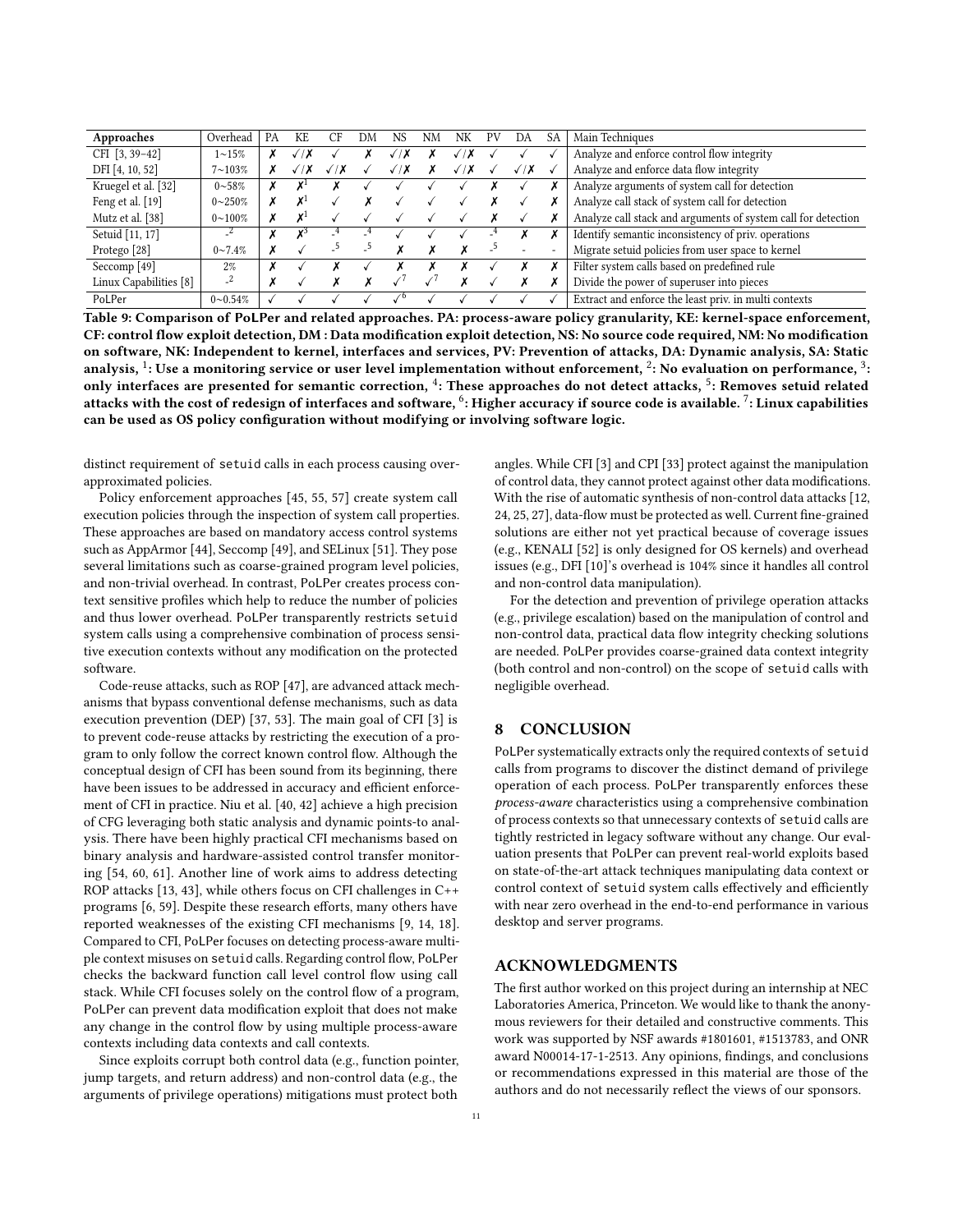| Approaches | Overhead | PA | KE | CF | DM | NS | NM | NK | PV | DA | SA | Main Techniques |
|---|---|---|---|---|---|---|---|---|---|---|---|---|
| CFI [3, 39–42] | 1~15% | ✗ | ✓/✗ | ✓ | ✗ | ✓/✗ | ✗ | ✓/✗ | ✓ | ✓ | ✓ | Analyze and enforce control flow integrity |
| DFI [4, 10, 52] | 7~103% | ✗ | ✓/✗ | ✓/✗ | ✓ | ✓/✗ | ✗ | ✓/✗ | ✓ | ✓/✗ | ✓ | Analyze and enforce data flow integrity |
| Kruegel et al. [32] | 0~58% | ✗ | ✗[1] | ✗ | ✓ | ✓ | ✓ | ✓ | ✗ | ✓ | ✗ | Analyze arguments of system call for detection |
| Feng et al. [19] | 0~250% | ✗ | ✗[1] | ✓ | ✗ | ✓ | ✓ | ✓ | ✗ | ✓ | ✗ | Analyze call stack of system call for detection |
| Mutz et al. [38] | 0~100% | ✗ | ✗[1] | ✓ | ✓ | ✓ | ✓ | ✓ | ✗ | ✓ | ✗ | Analyze call stack and arguments of system call for detection |
| Setuid [11, 17] | -[2] | ✗ | ✗[3] | -[4] | -[4] | ✓ | ✓ | ✓ | -[4] | ✗ | ✗ | Identify semantic inconsistency of priv. operations |
| Protego [28] | 0~7.4% | ✗ | ✓ | -[5] | -[5] | ✗ | ✗ | ✗ | -[5] | - | - | Migrate setuid policies from user space to kernel |
| Seccomp [49] | 2% | ✗ | ✓ | ✗ | ✓ | ✗ | ✗ | ✗ | ✓ | ✗ | ✗ | Filter system calls based on predefined rule |
| Linux Capabilities [8] | -[2] | ✗ | ✓ | ✗ | ✗ | ✓[7] | ✓[7] | ✗ | ✓ | ✗ | ✗ | Divide the power of superuser into pieces |
| PoLPer | 0~0.54% | ✓ | ✓ | ✓ | ✓ | ✓[6] | ✓ | ✓ | ✓ | ✓ | ✓ | Extract and enforce the least priv. in multi contexts |

**Table 9: Comparison of PoLPer and related approaches. PA: process-aware policy granularity, KE: kernel-space enforcement, CF: control flow exploit detection, DM : Data modification exploit detection, NS: No source code required, NM: No modification on software, NK: Independent to kernel, interfaces and services, PV: Prevention of attacks, DA: Dynamic analysis, SA: Static analysis, [1]: Use a monitoring service or user level implementation without enforcement, [2]: No evaluation on performance, [3]: only interfaces are presented for semantic correction, [4]: These approaches do not detect attacks, [5]: Removes setuid related attacks with the cost of redesign of interfaces and software, [6]: Higher accuracy if source code is available. [7]: Linux capabilities can be used as OS policy configuration without modifying or involving software logic.**

distinct requirement of setuid calls in each process causing over-approximated policies.

Policy enforcement approaches [45, 55, 57] create system call execution policies through the inspection of system call properties. These approaches are based on mandatory access control systems such as AppArmor [44], Seccomp [49], and SELinux [51]. They pose several limitations such as coarse-grained program level policies, and non-trivial overhead. In contrast, PoLPer creates process context sensitive profiles which help to reduce the number of policies and thus lower overhead. PoLPer transparently restricts setuid system calls using a comprehensive combination of process sensitive execution contexts without any modification on the protected software.

Code-reuse attacks, such as ROP [47], are advanced attack mechanisms that bypass conventional defense mechanisms, such as data execution prevention (DEP) [37, 53]. The main goal of CFI [3] is to prevent code-reuse attacks by restricting the execution of a program to only follow the correct known control flow. Although the conceptual design of CFI has been sound from its beginning, there have been issues to be addressed in accuracy and efficient enforcement of CFI in practice. Niu et al. [40, 42] achieve a high precision of CFG leveraging both static analysis and dynamic points-to analysis. There have been highly practical CFI mechanisms based on binary analysis and hardware-assisted control transfer monitoring [54, 60, 61]. Another line of work aims to address detecting ROP attacks [13, 43], while others focus on CFI challenges in C++ programs [6, 59]. Despite these research efforts, many others have reported weaknesses of the existing CFI mechanisms [9, 14, 18]. Compared to CFI, PoLPer focuses on detecting process-aware multiple context misuses on setuid calls. Regarding control flow, PoLPer checks the backward function call level control flow using call stack. While CFI focuses solely on the control flow of a program, PoLPer can prevent data modification exploit that does not make any change in the control flow by using multiple process-aware contexts including data contexts and call contexts.

Since exploits corrupt both control data (e.g., function pointer, jump targets, and return address) and non-control data (e.g., the arguments of privilege operations) mitigations must protect both angles. While CFI [3] and CPI [33] protect against the manipulation of control data, they cannot protect against other data modifications. With the rise of automatic synthesis of non-control data attacks [12, 24, 25, 27], data-flow must be protected as well. Current fine-grained solutions are either not yet practical because of coverage issues (e.g., KENALI [52] is only designed for OS kernels) and overhead issues (e.g., DFI [10]'s overhead is 104% since it handles all control and non-control data manipulation).

For the detection and prevention of privilege operation attacks (e.g., privilege escalation) based on the manipulation of control and non-control data, practical data flow integrity checking solutions are needed. PoLPer provides coarse-grained data context integrity (both control and non-control) on the scope of setuid calls with negligible overhead.

## 8 CONCLUSION

PoLPer systematically extracts only the required contexts of setuid calls from programs to discover the distinct demand of privilege operation of each process. PoLPer transparently enforces these *process-aware* characteristics using a comprehensive combination of process contexts so that unnecessary contexts of setuid calls are tightly restricted in legacy software without any change. Our evaluation presents that PoLPer can prevent real-world exploits based on state-of-the-art attack techniques manipulating data context or control context of setuid system calls effectively and efficiently with near zero overhead in the end-to-end performance in various desktop and server programs.

## ACKNOWLEDGMENTS

The first author worked on this project during an internship at NEC Laboratories America, Princeton. We would like to thank the anonymous reviewers for their detailed and constructive comments. This work was supported by NSF awards #1801601, #1513783, and ONR award N00014-17-1-2513. Any opinions, findings, and conclusions or recommendations expressed in this material are those of the authors and do not necessarily reflect the views of our sponsors.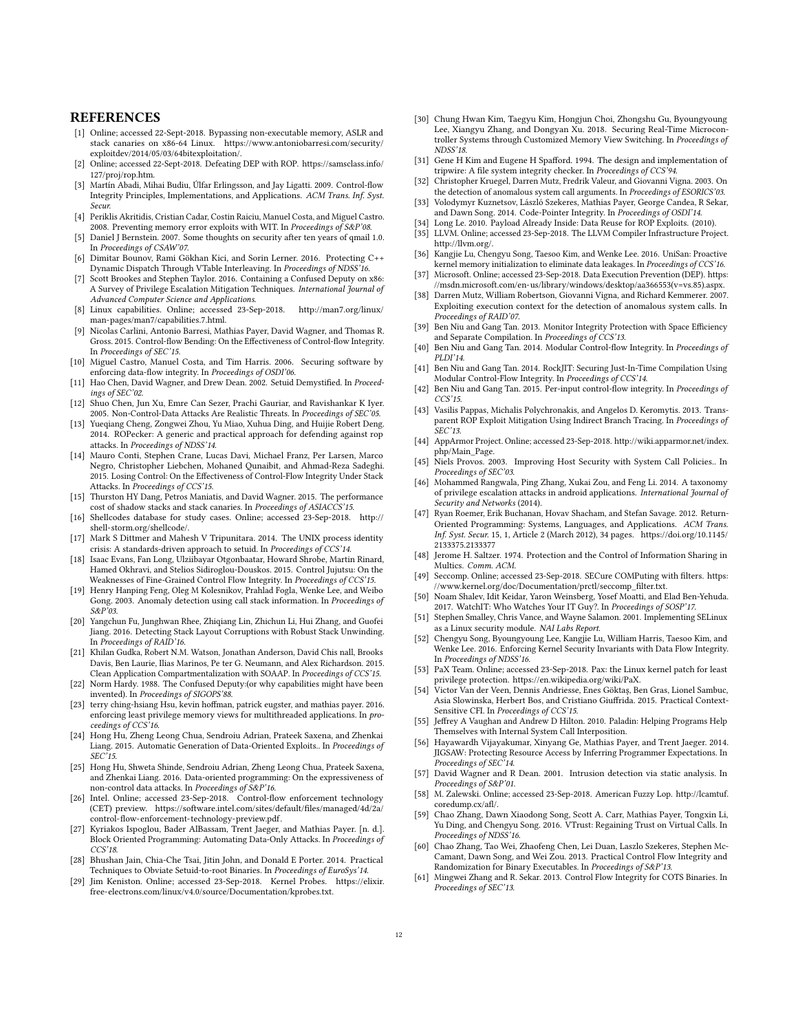## REFERENCES

- [1] Online; accessed 22-Sept-2018. Bypassing non-executable memory, ASLR and stack canaries on x86-64 Linux. https://www.antoniobarresi.com/security/exploitdev/2014/05/03/64bitexploitation/.
- [2] Online; accessed 22-Sept-2018. Defeating DEP with ROP. https://samsclass.info/127/proj/rop.htm.
- [3] Martín Abadi, Mihai Budiu, Úlfar Erlingsson, and Jay Ligatti. 2009. Control-flow Integrity Principles, Implementations, and Applications. *ACM Trans. Inf. Syst. Secur.*
- [4] Periklis Akritidis, Cristian Cadar, Costin Raiciu, Manuel Costa, and Miguel Castro. 2008. Preventing memory error exploits with WIT. In *Proceedings of S&P'08*.
- [5] Daniel J Bernstein. 2007. Some thoughts on security after ten years of qmail 1.0. In *Proceedings of CSAW'07*.
- [6] Dimitar Bounov, Rami Gökhan Kici, and Sorin Lerner. 2016. Protecting C++ Dynamic Dispatch Through VTable Interleaving. In *Proceedings of NDSS'16*.
- [7] Scott Brookes and Stephen Taylor. 2016. Containing a Confused Deputy on x86: A Survey of Privilege Escalation Mitigation Techniques. *International Journal of Advanced Computer Science and Applications*.
- [8] Linux capabilities. Online; accessed 23-Sep-2018. http://man7.org/linux/man-pages/man7/capabilities.7.html.
- [9] Nicolas Carlini, Antonio Barresi, Mathias Payer, David Wagner, and Thomas R. Gross. 2015. Control-flow Bending: On the Effectiveness of Control-flow Integrity. In *Proceedings of SEC'15*.
- [10] Miguel Castro, Manuel Costa, and Tim Harris. 2006. Securing software by enforcing data-flow integrity. In *Proceedings of OSDI'06*.
- [11] Hao Chen, David Wagner, and Drew Dean. 2002. Setuid Demystified. In *Proceedings of SEC'02*.
- [12] Shuo Chen, Jun Xu, Emre Can Sezer, Prachi Gauriar, and Ravishankar K Iyer. 2005. Non-Control-Data Attacks Are Realistic Threats. In *Proceedings of SEC'05*.
- [13] Yueqiang Cheng, Zongwei Zhou, Yu Miao, Xuhua Ding, and Huijie Robert Deng. 2014. ROPecker: A generic and practical approach for defending against rop attacks. In *Proceedings of NDSS'14*.
- [14] Mauro Conti, Stephen Crane, Lucas Davi, Michael Franz, Per Larsen, Marco Negro, Christopher Liebchen, Mohaned Qunaibit, and Ahmad-Reza Sadeghi. 2015. Losing Control: On the Effectiveness of Control-Flow Integrity Under Stack Attacks. In *Proceedings of CCS'15*.
- [15] Thurston HY Dang, Petros Maniatis, and David Wagner. 2015. The performance cost of shadow stacks and stack canaries. In *Proceedings of ASIACCS'15*.
- [16] Shellcodes database for study cases. Online; accessed 23-Sep-2018. http://shell-storm.org/shellcode/.
- [17] Mark S Dittmer and Mahesh V Tripunitara. 2014. The UNIX process identity crisis: A standards-driven approach to setuid. In *Proceedings of CCS'14*.
- [18] Isaac Evans, Fan Long, Ulziibayar Otgonbaatar, Howard Shrobe, Martin Rinard, Hamed Okhravi, and Stelios Sidiroglou-Douskos. 2015. Control Jujutsu: On the Weaknesses of Fine-Grained Control Flow Integrity. In *Proceedings of CCS'15*.
- [19] Henry Hanping Feng, Oleg M Kolesnikov, Prahlad Fogla, Wenke Lee, and Weibo Gong. 2003. Anomaly detection using call stack information. In *Proceedings of S&P'03*.
- [20] Yangchun Fu, Junghwan Rhee, Zhiqiang Lin, Zhichun Li, Hui Zhang, and Guofei Jiang. 2016. Detecting Stack Layout Corruptions with Robust Stack Unwinding. In *Proceedings of RAID'16*.
- [21] Khilan Gudka, Robert N.M. Watson, Jonathan Anderson, David Chis nall, Brooks Davis, Ben Laurie, Ilias Marinos, Pe ter G. Neumann, and Alex Richardson. 2015. Clean Application Compartmentalization with SOAAP. In *Proceedings of CCS'15*.
- [22] Norm Hardy. 1988. The Confused Deputy:(or why capabilities might have been invented). In *Proceedings of SIGOPS'88*.
- [23] terry ching-hsiang Hsu, kevin hoffman, patrick eugster, and mathias payer. 2016. enforcing least privilege memory views for multithreaded applications. In *proceedings of CCS'16*.
- [24] Hong Hu, Zheng Leong Chua, Sendroiu Adrian, Prateek Saxena, and Zhenkai Liang. 2015. Automatic Generation of Data-Oriented Exploits.. In *Proceedings of SEC'15*.
- [25] Hong Hu, Shweta Shinde, Sendroiu Adrian, Zheng Leong Chua, Prateek Saxena, and Zhenkai Liang. 2016. Data-oriented programming: On the expressiveness of non-control data attacks. In *Proceedings of S&P'16*.
- [26] Intel. Online; accessed 23-Sep-2018. Control-flow enforcement technology (CET) preview. https://software.intel.com/sites/default/files/managed/4d/2a/control-flow-enforcement-technology-preview.pdf.
- [27] Kyriakos Ispoglou, Bader AlBassam, Trent Jaeger, and Mathias Payer. [n. d.]. Block Oriented Programming: Automating Data-Only Attacks. In *Proceedings of CCS'18*.
- [28] Bhushan Jain, Chia-Che Tsai, Jitin John, and Donald E Porter. 2014. Practical Techniques to Obviate Setuid-to-root Binaries. In *Proceedings of EuroSys'14*.
- [29] Jim Keniston. Online; accessed 23-Sep-2018. Kernel Probes. https://elixir.free-electrons.com/linux/v4.0/source/Documentation/kprobes.txt.
- [30] Chung Hwan Kim, Taegyu Kim, Hongjun Choi, Zhongshu Gu, Byoungyoung Lee, Xiangyu Zhang, and Dongyan Xu. 2018. Securing Real-Time Microcontroller Systems through Customized Memory View Switching. In *Proceedings of NDSS'18*.
- [31] Gene H Kim and Eugene H Spafford. 1994. The design and implementation of tripwire: A file system integrity checker. In *Proceedings of CCS'94*.
- [32] Christopher Kruegel, Darren Mutz, Fredrik Valeur, and Giovanni Vigna. 2003. On the detection of anomalous system call arguments. In *Proceedings of ESORICS'03*.
- [33] Volodymyr Kuznetsov, László Szekeres, Mathias Payer, George Candea, R Sekar, and Dawn Song. 2014. Code-Pointer Integrity. In *Proceedings of OSDI'14*.
- [34] Long Le. 2010. Payload Already Inside: Data Reuse for ROP Exploits. (2010).
- [35] LLVM. Online; accessed 23-Sep-2018. The LLVM Compiler Infrastructure Project. http://llvm.org/.
- [36] Kangjie Lu, Chengyu Song, Taesoo Kim, and Wenke Lee. 2016. UniSan: Proactive kernel memory initialization to eliminate data leakages. In *Proceedings of CCS'16*.
- [37] Microsoft. Online; accessed 23-Sep-2018. Data Execution Prevention (DEP). https://msdn.microsoft.com/en-us/library/windows/desktop/aa366553(v=vs.85).aspx.
- [38] Darren Mutz, William Robertson, Giovanni Vigna, and Richard Kemmerer. 2007. Exploiting execution context for the detection of anomalous system calls. In *Proceedings of RAID'07*.
- [39] Ben Niu and Gang Tan. 2013. Monitor Integrity Protection with Space Efficiency and Separate Compilation. In *Proceedings of CCS'13*.
- [40] Ben Niu and Gang Tan. 2014. Modular Control-flow Integrity. In *Proceedings of PLDI'14*.
- [41] Ben Niu and Gang Tan. 2014. RockJIT: Securing Just-In-Time Compilation Using Modular Control-Flow Integrity. In *Proceedings of CCS'14*.
- [42] Ben Niu and Gang Tan. 2015. Per-input control-flow integrity. In *Proceedings of CCS'15*.
- [43] Vasilis Pappas, Michalis Polychronakis, and Angelos D. Keromytis. 2013. Transparent ROP Exploit Mitigation Using Indirect Branch Tracing. In *Proceedings of SEC'13*.
- [44] AppArmor Project. Online; accessed 23-Sep-2018. http://wiki.apparmor.net/index.php/Main_Page.
- [45] Niels Provos. 2003. Improving Host Security with System Call Policies.. In *Proceedings of SEC'03*.
- [46] Mohammed Rangwala, Ping Zhang, Xukai Zou, and Feng Li. 2014. A taxonomy of privilege escalation attacks in android applications. *International Journal of Security and Networks* (2014).
- [47] Ryan Roemer, Erik Buchanan, Hovav Shacham, and Stefan Savage. 2012. Return-Oriented Programming: Systems, Languages, and Applications. *ACM Trans. Inf. Syst. Secur.* 15, 1, Article 2 (March 2012), 34 pages. https://doi.org/10.1145/2133375.2133377
- [48] Jerome H. Saltzer. 1974. Protection and the Control of Information Sharing in Multics. *Comm. ACM.*
- [49] Seccomp. Online; accessed 23-Sep-2018. SECure COMPuting with filters. https://www.kernel.org/doc/Documentation/prctl/seccomp_filter.txt.
- [50] Noam Shalev, Idit Keidar, Yaron Weinsberg, Yosef Moatti, and Elad Ben-Yehuda. 2017. WatchIT: Who Watches Your IT Guy?. In *Proceedings of SOSP'17*.
- [51] Stephen Smalley, Chris Vance, and Wayne Salamon. 2001. Implementing SELinux as a Linux security module. *NAI Labs Report.*
- [52] Chengyu Song, Byoungyoung Lee, Kangjie Lu, William Harris, Taesoo Kim, and Wenke Lee. 2016. Enforcing Kernel Security Invariants with Data Flow Integrity. In *Proceedings of NDSS'16*.
- [53] PaX Team. Online; accessed 23-Sep-2018. Pax: the Linux kernel patch for least privilege protection. https://en.wikipedia.org/wiki/PaX.
- [54] Victor Van der Veen, Dennis Andriesse, Enes Göktaş, Ben Gras, Lionel Sambuc, Asia Slowinska, Herbert Bos, and Cristiano Giuffrida. 2015. Practical Context-Sensitive CFI. In *Proceedings of CCS'15*.
- [55] Jeffrey A Vaughan and Andrew D Hilton. 2010. Paladin: Helping Programs Help Themselves with Internal System Call Interposition.
- [56] Hayawardh Vijayakumar, Xinyang Ge, Mathias Payer, and Trent Jaeger. 2014. JIGSAW: Protecting Resource Access by Inferring Programmer Expectations. In *Proceedings of SEC'14*.
- [57] David Wagner and R Dean. 2001. Intrusion detection via static analysis. In *Proceedings of S&P'01*.
- [58] M. Zalewski. Online; accessed 23-Sep-2018. American Fuzzy Lop. http://lcamtuf.coredump.cx/afl/.
- [59] Chao Zhang, Dawn Xiaodong Song, Scott A. Carr, Mathias Payer, Tongxin Li, Yu Ding, and Chengyu Song. 2016. VTrust: Regaining Trust on Virtual Calls. In *Proceedings of NDSS'16*.
- [60] Chao Zhang, Tao Wei, Zhaofeng Chen, Lei Duan, Laszlo Szekeres, Stephen McCamant, Dawn Song, and Wei Zou. 2013. Practical Control Flow Integrity and Randomization for Binary Executables. In *Proceedings of S&P'13*.
- [61] Mingwei Zhang and R. Sekar. 2013. Control Flow Integrity for COTS Binaries. In *Proceedings of SEC'13*.